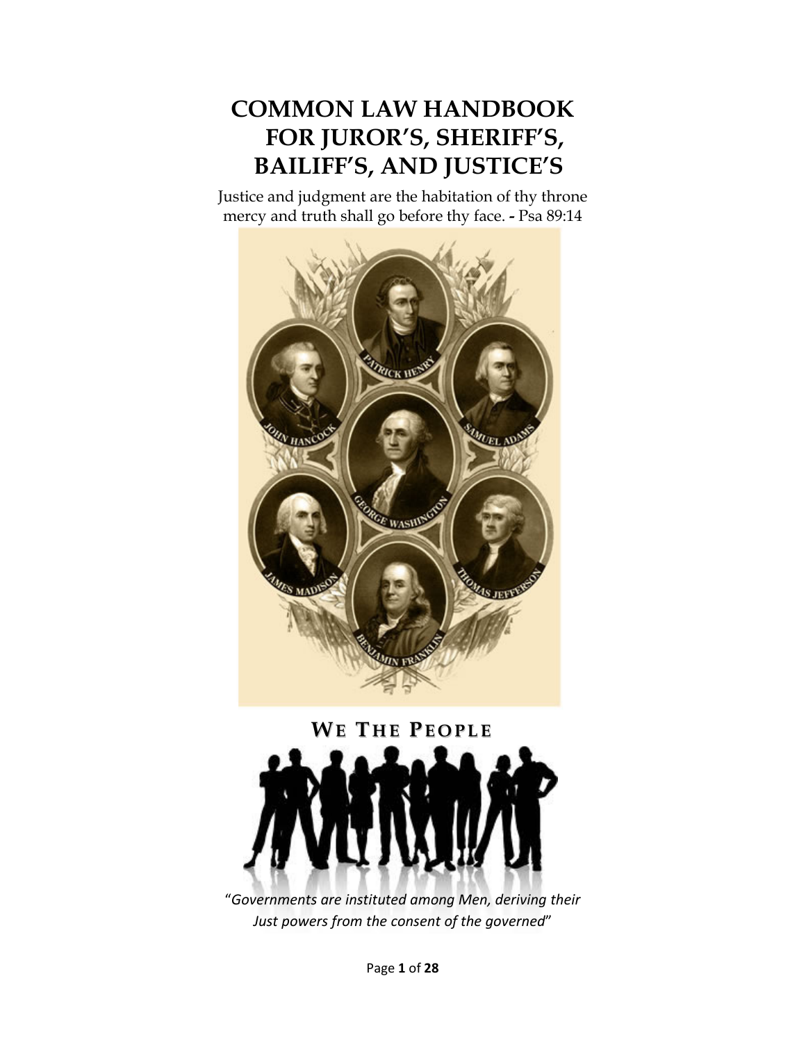# COMMON LAW HANDBOOK FOR JUROR'S, SHERIFF'S, BAILIFF'S, AND JUSTICE'S

Justice and judgment are the habitation of thy throne mercy and truth shall go before thy face. **-** Psa 89:14

**WE THE PEOPLE**

"*Governments are instituted among Men, deriving their Just powers from the consent of the governed*"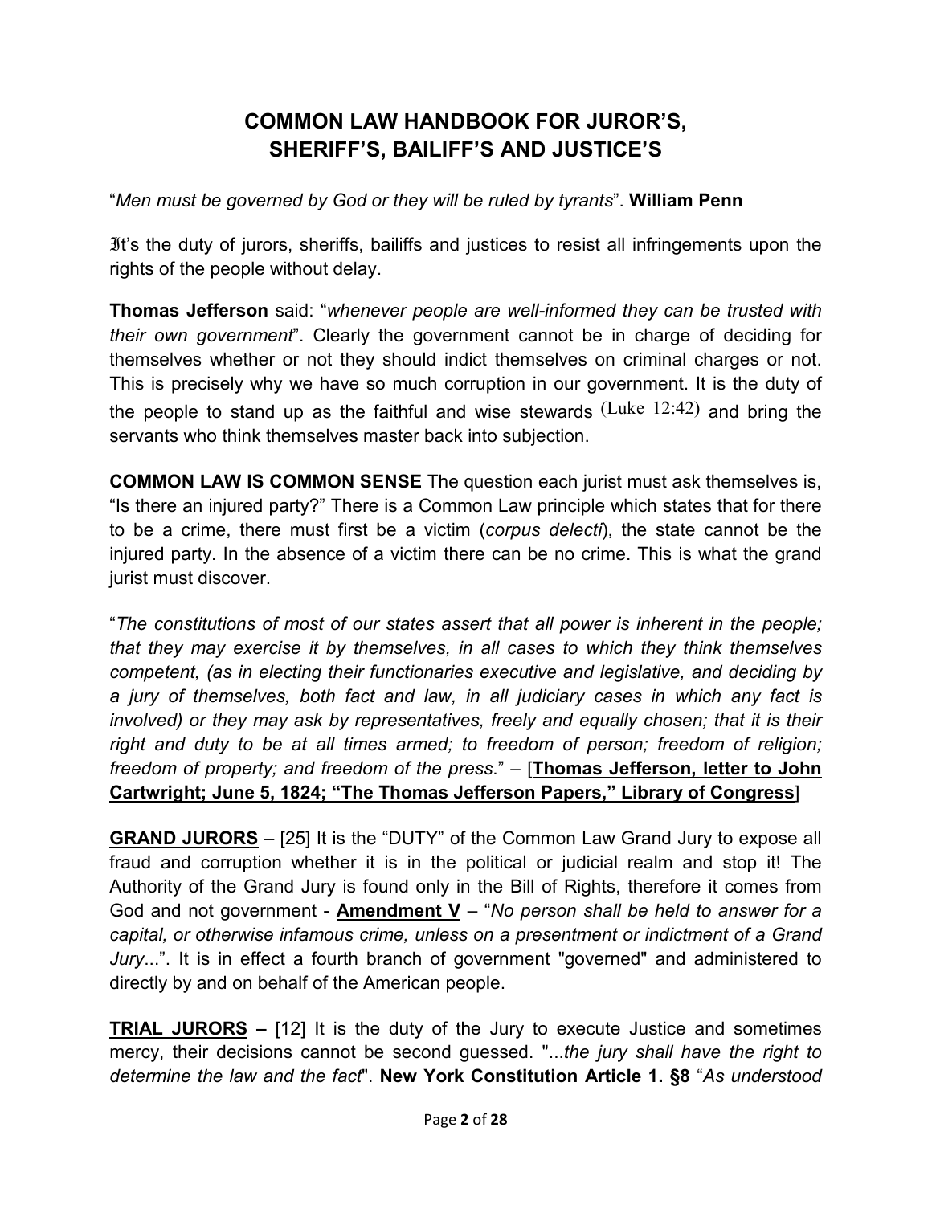# COMMON LAW HANDBOOK FOR JUROR'S, SHERIFF'S, BAILIFF'S AND JUSTICE'S

"*Men must be governed by God or they will be ruled by tyrants*". **William Penn**

It's the duty of jurors, sheriffs, bailiffs and justices to resist all infringements upon the rights of the people without delay.

**Thomas Jefferson** said: "*whenever people are well-informed they can be trusted with their own government*". Clearly the government cannot be in charge of deciding for themselves whether or not they should indict themselves on criminal charges or not. This is precisely why we have so much corruption in our government. It is the duty of the people to stand up as the faithful and wise stewards (Luke 12:42) and bring the servants who think themselves master back into subjection.

**COMMON LAW IS COMMON SENSE** The question each jurist must ask themselves is, "Is there an injured party?" There is a Common Law principle which states that for there to be a crime, there must first be a victim (*corpus delecti*), the state cannot be the injured party. In the absence of a victim there can be no crime. This is what the grand jurist must discover.

"*The constitutions of most of our states assert that all power is inherent in the people; that they may exercise it by themselves, in all cases to which they think themselves competent, (as in electing their functionaries executive and legislative, and deciding by a jury of themselves, both fact and law, in all judiciary cases in which any fact is involved) or they may ask by representatives, freely and equally chosen; that it is their right and duty to be at all times armed; to freedom of person; freedom of religion; freedom of property; and freedom of the press.*" – [**Thomas Jefferson, letter to John Cartwright; June 5, 1824; "The Thomas Jefferson Papers," Library of Congress**]

**GRAND JURORS** – [25] It is the "DUTY" of the Common Law Grand Jury to expose all fraud and corruption whether it is in the political or judicial realm and stop it! The Authority of the Grand Jury is found only in the Bill of Rights, therefore it comes from God and not government - **Amendment V** – "*No person shall be held to answer for a capital, or otherwise infamous crime, unless on a presentment or indictment of a Grand Jury*...". It is in effect a fourth branch of government "governed" and administered to directly by and on behalf of the American people.

**TRIAL JURORS –** [12] It is the duty of the Jury to execute Justice and sometimes mercy, their decisions cannot be second guessed. "...*the jury shall have the right to determine the law and the fact*". **New York Constitution Article 1. §8** "*As understood*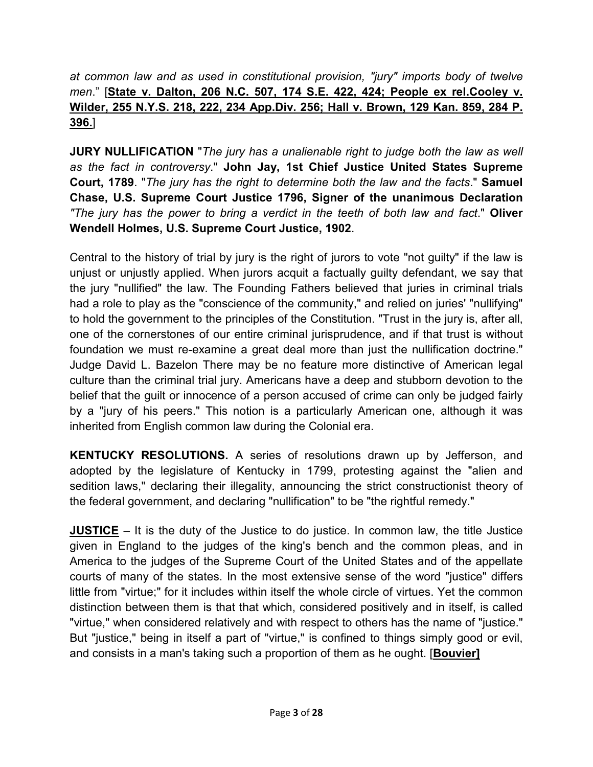*at common law and as used in constitutional provision, "jury" imports body of twelve men*." [**State v. Dalton, 206 N.C. 507, 174 S.E. 422, 424; People ex rel.Cooley v. Wilder, 255 N.Y.S. 218, 222, 234 App.Div. 256; Hall v. Brown, 129 Kan. 859, 284 P. 396.**]

**JURY NULLIFICATION** "*The jury has a unalienable right to judge both the law as well as the fact in controversy*." **John Jay, 1st Chief Justice United States Supreme Court, 1789**. "*The jury has the right to determine both the law and the facts*." **Samuel Chase, U.S. Supreme Court Justice 1796, Signer of the unanimous Declaration** *"The jury has the power to bring a verdict in the teeth of both law and fact*." **Oliver Wendell Holmes, U.S. Supreme Court Justice, 1902**.

Central to the history of trial by jury is the right of jurors to vote "not guilty" if the law is unjust or unjustly applied. When jurors acquit a factually guilty defendant, we say that the jury "nullified" the law. The Founding Fathers believed that juries in criminal trials had a role to play as the "conscience of the community," and relied on juries' "nullifying" to hold the government to the principles of the Constitution. "Trust in the jury is, after all, one of the cornerstones of our entire criminal jurisprudence, and if that trust is without foundation we must re-examine a great deal more than just the nullification doctrine." Judge David L. Bazelon There may be no feature more distinctive of American legal culture than the criminal trial jury. Americans have a deep and stubborn devotion to the belief that the guilt or innocence of a person accused of crime can only be judged fairly by a "jury of his peers." This notion is a particularly American one, although it was inherited from English common law during the Colonial era.

**KENTUCKY RESOLUTIONS.** A series of resolutions drawn up by Jefferson, and adopted by the legislature of Kentucky in 1799, protesting against the "alien and sedition laws," declaring their illegality, announcing the strict constructionist theory of the federal government, and declaring "nullification" to be "the rightful remedy."

**JUSTICE** – It is the duty of the Justice to do justice. In common law, the title Justice given in England to the judges of the king's bench and the common pleas, and in America to the judges of the Supreme Court of the United States and of the appellate courts of many of the states. In the most extensive sense of the word "justice" differs little from "virtue;" for it includes within itself the whole circle of virtues. Yet the common distinction between them is that that which, considered positively and in itself, is called "virtue," when considered relatively and with respect to others has the name of "justice." But "justice," being in itself a part of "virtue," is confined to things simply good or evil, and consists in a man's taking such a proportion of them as he ought. [**Bouvier]**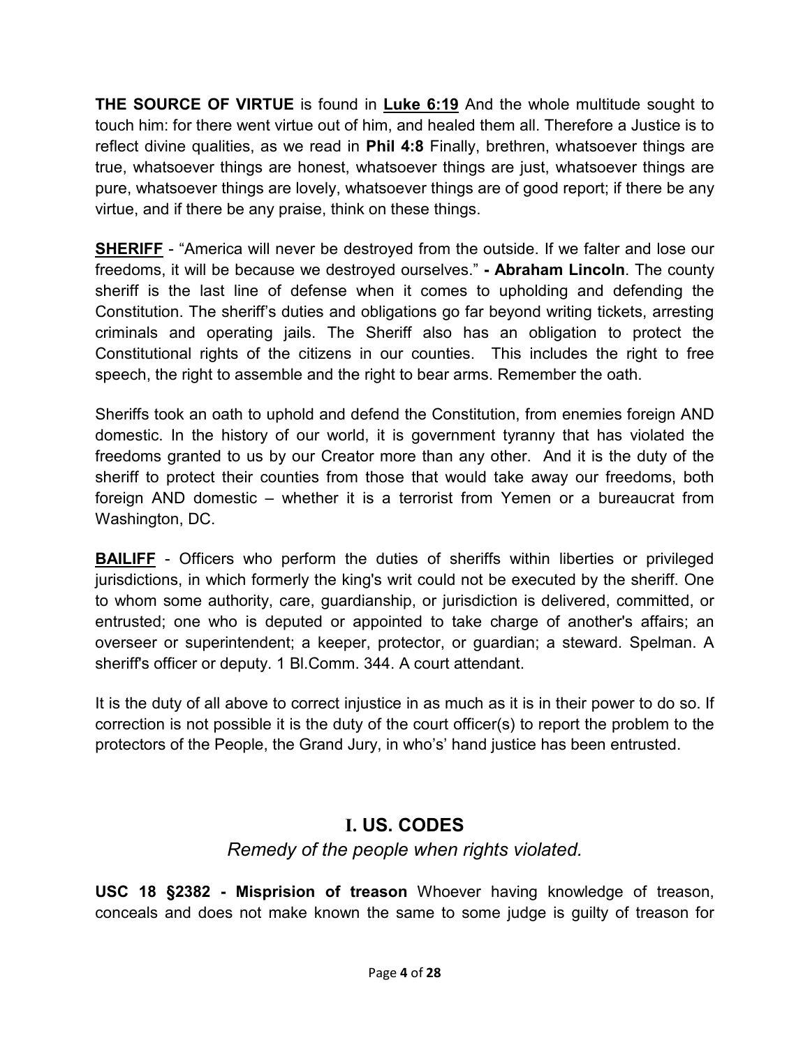**THE SOURCE OF VIRTUE** is found in **Luke 6:19** And the whole multitude sought to touch him: for there went virtue out of him, and healed them all. Therefore a Justice is to reflect divine qualities, as we read in **Phil 4:8** Finally, brethren, whatsoever things are true, whatsoever things are honest, whatsoever things are just, whatsoever things are pure, whatsoever things are lovely, whatsoever things are of good report; if there be any virtue, and if there be any praise, think on these things.

**SHERIFF** - "America will never be destroyed from the outside. If we falter and lose our freedoms, it will be because we destroyed ourselves." **- Abraham Lincoln**. The county sheriff is the last line of defense when it comes to upholding and defending the Constitution. The sheriff's duties and obligations go far beyond writing tickets, arresting criminals and operating jails. The Sheriff also has an obligation to protect the Constitutional rights of the citizens in our counties. This includes the right to free speech, the right to assemble and the right to bear arms. Remember the oath.

Sheriffs took an oath to uphold and defend the Constitution, from enemies foreign AND domestic. In the history of our world, it is government tyranny that has violated the freedoms granted to us by our Creator more than any other. And it is the duty of the sheriff to protect their counties from those that would take away our freedoms, both foreign AND domestic – whether it is a terrorist from Yemen or a bureaucrat from Washington, DC.

**BAILIFF** - Officers who perform the duties of sheriffs within liberties or privileged jurisdictions, in which formerly the king's writ could not be executed by the sheriff. One to whom some authority, care, guardianship, or jurisdiction is delivered, committed, or entrusted; one who is deputed or appointed to take charge of another's affairs; an overseer or superintendent; a keeper, protector, or guardian; a steward. Spelman. A sheriff's officer or deputy. 1 Bl.Comm. 344. A court attendant.

It is the duty of all above to correct injustice in as much as it is in their power to do so. If correction is not possible it is the duty of the court officer(s) to report the problem to the protectors of the People, the Grand Jury, in who's' hand justice has been entrusted.

## I. US. CODES

*Remedy of the people when rights violated.*

**USC 18 §2382 - Misprision of treason** Whoever having knowledge of treason, conceals and does not make known the same to some judge is guilty of treason for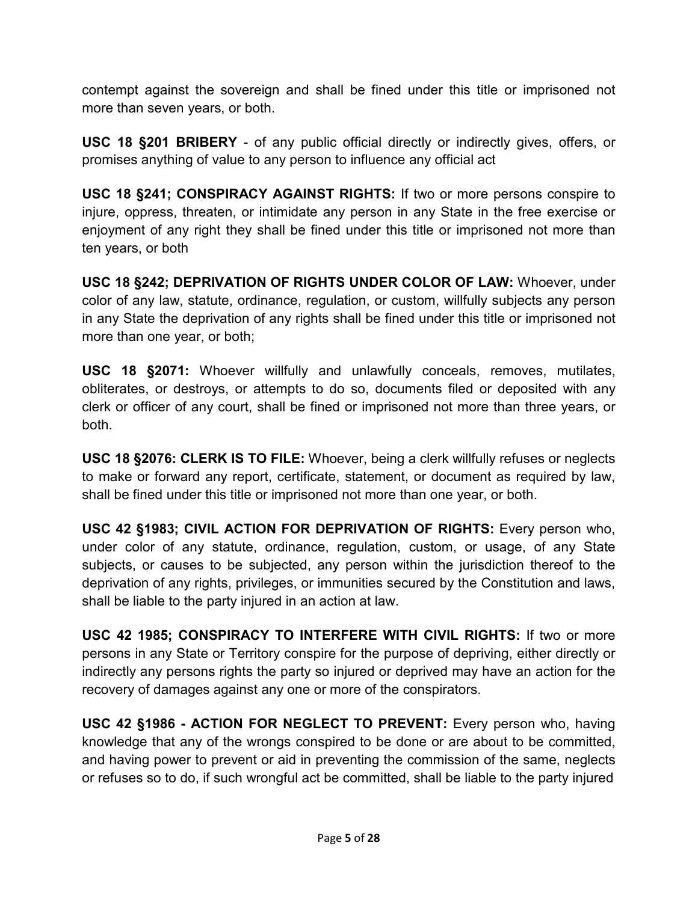contempt against the sovereign and shall be fined under this title or imprisoned not more than seven years, or both.

**USC 18 §201 BRIBERY** - of any public official directly or indirectly gives, offers, or promises anything of value to any person to influence any official act

**USC 18 §241; CONSPIRACY AGAINST RIGHTS:** If two or more persons conspire to injure, oppress, threaten, or intimidate any person in any State in the free exercise or enjoyment of any right they shall be fined under this title or imprisoned not more than ten years, or both

**USC 18 §242; DEPRIVATION OF RIGHTS UNDER COLOR OF LAW:** Whoever, under color of any law, statute, ordinance, regulation, or custom, willfully subjects any person in any State the deprivation of any rights shall be fined under this title or imprisoned not more than one year, or both;

**USC 18 §2071:** Whoever willfully and unlawfully conceals, removes, mutilates, obliterates, or destroys, or attempts to do so, documents filed or deposited with any clerk or officer of any court, shall be fined or imprisoned not more than three years, or both.

**USC 18 §2076: CLERK IS TO FILE:** Whoever, being a clerk willfully refuses or neglects to make or forward any report, certificate, statement, or document as required by law, shall be fined under this title or imprisoned not more than one year, or both.

**USC 42 §1983; CIVIL ACTION FOR DEPRIVATION OF RIGHTS:** Every person who, under color of any statute, ordinance, regulation, custom, or usage, of any State subjects, or causes to be subjected, any person within the jurisdiction thereof to the deprivation of any rights, privileges, or immunities secured by the Constitution and laws, shall be liable to the party injured in an action at law.

**USC 42 1985; CONSPIRACY TO INTERFERE WITH CIVIL RIGHTS:** If two or more persons in any State or Territory conspire for the purpose of depriving, either directly or indirectly any persons rights the party so injured or deprived may have an action for the recovery of damages against any one or more of the conspirators.

**USC 42 §1986 - ACTION FOR NEGLECT TO PREVENT:** Every person who, having knowledge that any of the wrongs conspired to be done or are about to be committed, and having power to prevent or aid in preventing the commission of the same, neglects or refuses so to do, if such wrongful act be committed, shall be liable to the party injured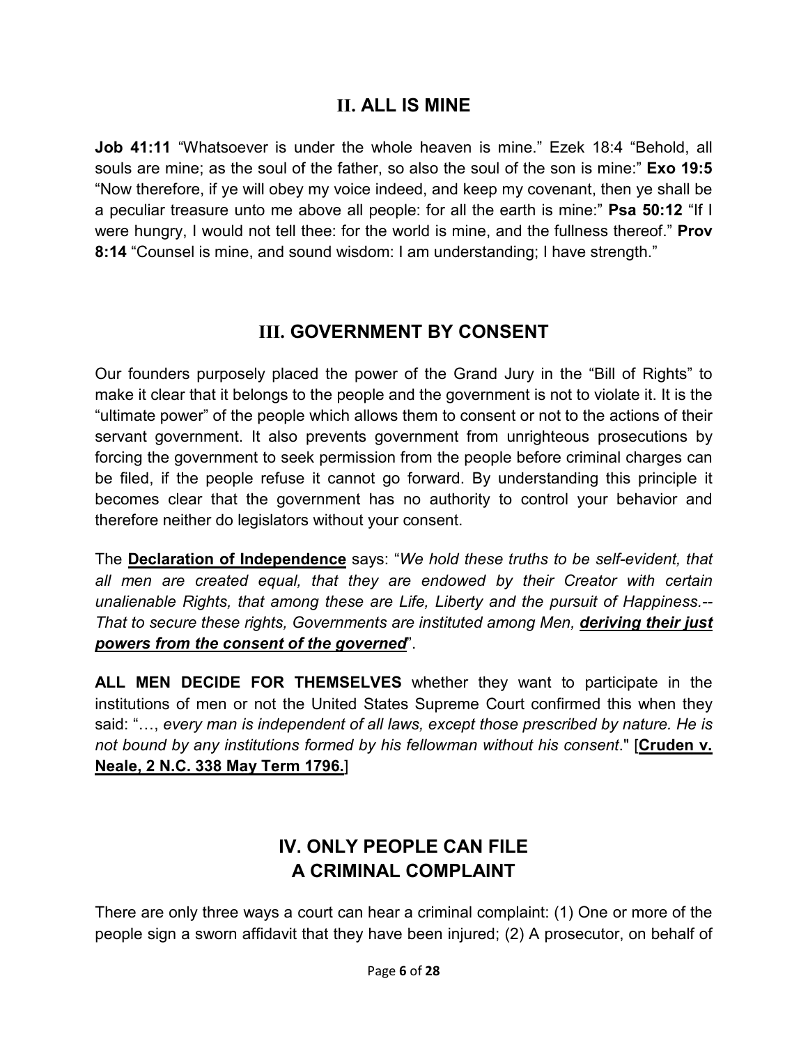## II. ALL IS MINE

**Job 41:11** “Whatsoever is under the whole heaven is mine.” Ezek 18:4 “Behold, all souls are mine; as the soul of the father, so also the soul of the son is mine:” **Exo 19:5** “Now therefore, if ye will obey my voice indeed, and keep my covenant, then ye shall be a peculiar treasure unto me above all people: for all the earth is mine:” **Psa 50:12** “If I were hungry, I would not tell thee: for the world is mine, and the fullness thereof.” **Prov 8:14** “Counsel is mine, and sound wisdom: I am understanding; I have strength.”

## III. GOVERNMENT BY CONSENT

Our founders purposely placed the power of the Grand Jury in the “Bill of Rights” to make it clear that it belongs to the people and the government is not to violate it. It is the “ultimate power” of the people which allows them to consent or not to the actions of their servant government. It also prevents government from unrighteous prosecutions by forcing the government to seek permission from the people before criminal charges can be filed, if the people refuse it cannot go forward. By understanding this principle it becomes clear that the government has no authority to control your behavior and therefore neither do legislators without your consent.

The **<u>Declaration of Independence</u>** says: “*We hold these truths to be self-evident, that all men are created equal, that they are endowed by their Creator with certain unalienable Rights, that among these are Life, Liberty and the pursuit of Happiness.--That to secure these rights, Governments are instituted among Men, **<u>deriving their just powers from the consent of the governed</u>***”.

**ALL MEN DECIDE FOR THEMSELVES** whether they want to participate in the institutions of men or not the United States Supreme Court confirmed this when they said: “…, *every man is independent of all laws, except those prescribed by nature. He is not bound by any institutions formed by his fellowman without his consent*." [**<u>Cruden v. Neale, 2 N.C. 338 May Term 1796.</u>**]

## IV. ONLY PEOPLE CAN FILE A CRIMINAL COMPLAINT

There are only three ways a court can hear a criminal complaint: (1) One or more of the people sign a sworn affidavit that they have been injured; (2) A prosecutor, on behalf of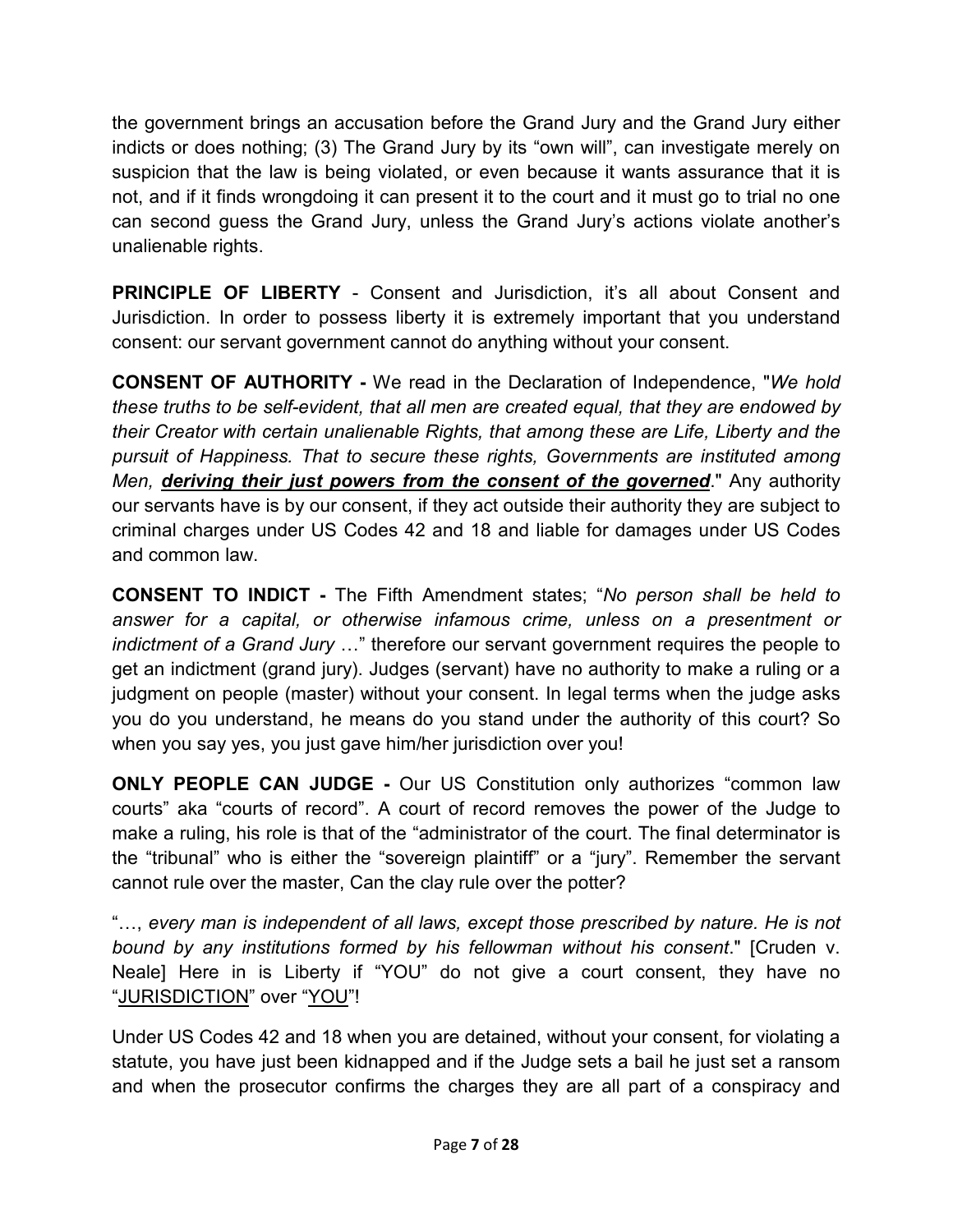the government brings an accusation before the Grand Jury and the Grand Jury either indicts or does nothing; (3) The Grand Jury by its "own will", can investigate merely on suspicion that the law is being violated, or even because it wants assurance that it is not, and if it finds wrongdoing it can present it to the court and it must go to trial no one can second guess the Grand Jury, unless the Grand Jury's actions violate another's unalienable rights.

**PRINCIPLE OF LIBERTY** - Consent and Jurisdiction, it's all about Consent and Jurisdiction. In order to possess liberty it is extremely important that you understand consent: our servant government cannot do anything without your consent.

**CONSENT OF AUTHORITY -** We read in the Declaration of Independence, "*We hold these truths to be self-evident, that all men are created equal, that they are endowed by their Creator with certain unalienable Rights, that among these are Life, Liberty and the pursuit of Happiness. That to secure these rights, Governments are instituted among Men, **deriving their just powers from the consent of the governed**.*" Any authority our servants have is by our consent, if they act outside their authority they are subject to criminal charges under US Codes 42 and 18 and liable for damages under US Codes and common law.

**CONSENT TO INDICT -** The Fifth Amendment states; "*No person shall be held to answer for a capital, or otherwise infamous crime, unless on a presentment or indictment of a Grand Jury* …" therefore our servant government requires the people to get an indictment (grand jury). Judges (servant) have no authority to make a ruling or a judgment on people (master) without your consent. In legal terms when the judge asks you do you understand, he means do you stand under the authority of this court? So when you say yes, you just gave him/her jurisdiction over you!

**ONLY PEOPLE CAN JUDGE -** Our US Constitution only authorizes "common law courts" aka "courts of record". A court of record removes the power of the Judge to make a ruling, his role is that of the "administrator of the court. The final determinator is the "tribunal" who is either the "sovereign plaintiff" or a "jury". Remember the servant cannot rule over the master, Can the clay rule over the potter?

"…, *every man is independent of all laws, except those prescribed by nature. He is not bound by any institutions formed by his fellowman without his consent*." [Cruden v. Neale] Here in is Liberty if "YOU" do not give a court consent, they have no "JURISDICTION" over "YOU"!

Under US Codes 42 and 18 when you are detained, without your consent, for violating a statute, you have just been kidnapped and if the Judge sets a bail he just set a ransom and when the prosecutor confirms the charges they are all part of a conspiracy and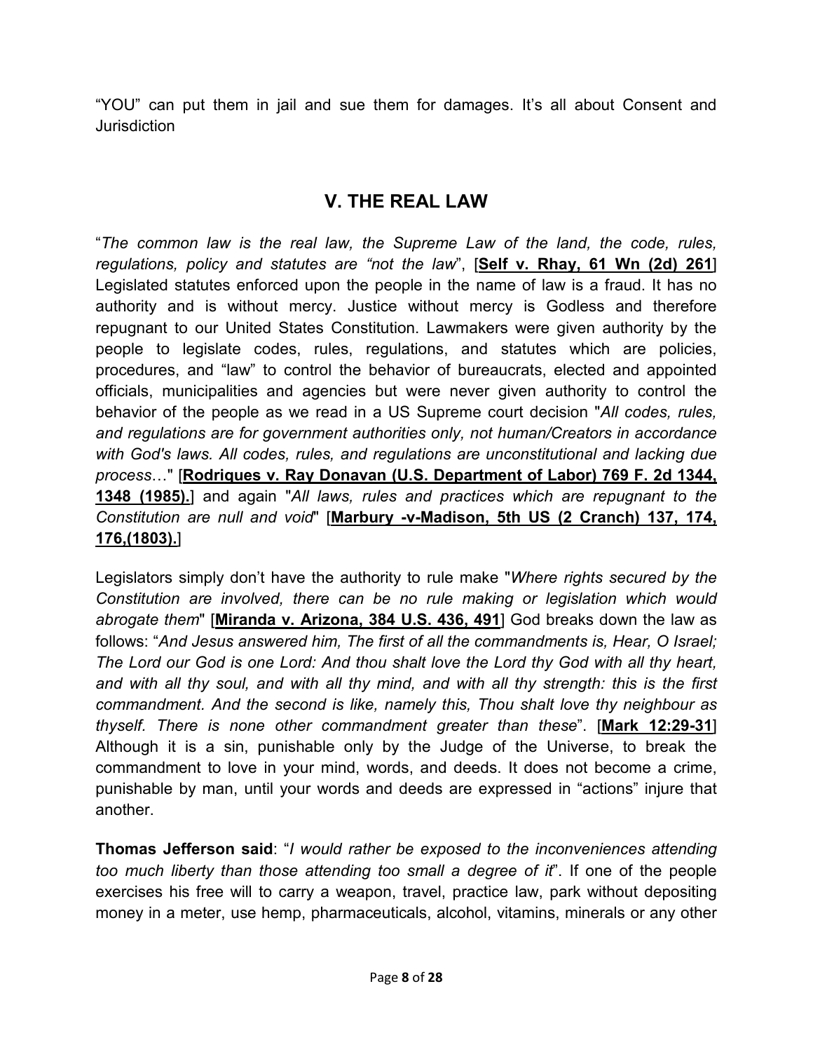"YOU" can put them in jail and sue them for damages. It's all about Consent and Jurisdiction

## V. THE REAL LAW

"*The common law is the real law, the Supreme Law of the land, the code, rules, regulations, policy and statutes are "not the law*", [**Self v. Rhay, 61 Wn (2d) 261**] Legislated statutes enforced upon the people in the name of law is a fraud. It has no authority and is without mercy. Justice without mercy is Godless and therefore repugnant to our United States Constitution. Lawmakers were given authority by the people to legislate codes, rules, regulations, and statutes which are policies, procedures, and "law" to control the behavior of bureaucrats, elected and appointed officials, municipalities and agencies but were never given authority to control the behavior of the people as we read in a US Supreme court decision "*All codes, rules, and regulations are for government authorities only, not human/Creators in accordance with God's laws. All codes, rules, and regulations are unconstitutional and lacking due process…*" [**Rodriques v. Ray Donavan (U.S. Department of Labor) 769 F. 2d 1344, 1348 (1985).**] and again "*All laws, rules and practices which are repugnant to the Constitution are null and void*" [**Marbury -v-Madison, 5th US (2 Cranch) 137, 174, 176,(1803).**]

Legislators simply don't have the authority to rule make "*Where rights secured by the Constitution are involved, there can be no rule making or legislation which would abrogate them*" [**Miranda v. Arizona, 384 U.S. 436, 491**] God breaks down the law as follows: "*And Jesus answered him, The first of all the commandments is, Hear, O Israel; The Lord our God is one Lord: And thou shalt love the Lord thy God with all thy heart, and with all thy soul, and with all thy mind, and with all thy strength: this is the first commandment. And the second is like, namely this, Thou shalt love thy neighbour as thyself. There is none other commandment greater than these*". [**Mark 12:29-31**] Although it is a sin, punishable only by the Judge of the Universe, to break the commandment to love in your mind, words, and deeds. It does not become a crime, punishable by man, until your words and deeds are expressed in "actions" injure that another.

**Thomas Jefferson said**: "*I would rather be exposed to the inconveniences attending too much liberty than those attending too small a degree of it*". If one of the people exercises his free will to carry a weapon, travel, practice law, park without depositing money in a meter, use hemp, pharmaceuticals, alcohol, vitamins, minerals or any other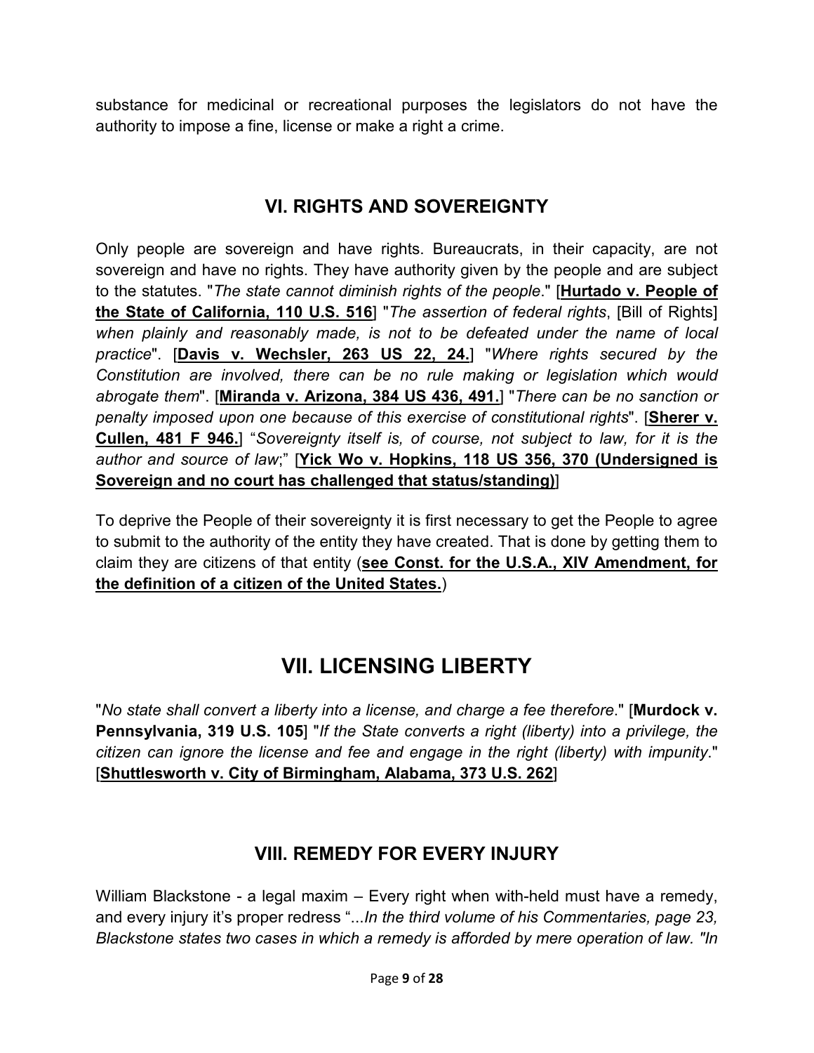substance for medicinal or recreational purposes the legislators do not have the authority to impose a fine, license or make a right a crime.

## VI. RIGHTS AND SOVEREIGNTY

Only people are sovereign and have rights. Bureaucrats, in their capacity, are not sovereign and have no rights. They have authority given by the people and are subject to the statutes. "*The state cannot diminish rights of the people*." [**Hurtado v. People of the State of California, 110 U.S. 516**] "*The assertion of federal rights*, [Bill of Rights] *when plainly and reasonably made, is not to be defeated under the name of local practice*". [**Davis v. Wechsler, 263 US 22, 24.**] "*Where rights secured by the Constitution are involved, there can be no rule making or legislation which would abrogate them*". [**Miranda v. Arizona, 384 US 436, 491.**] "*There can be no sanction or penalty imposed upon one because of this exercise of constitutional rights*". [**Sherer v. Cullen, 481 F 946.**] "*Sovereignty itself is, of course, not subject to law, for it is the author and source of law*;" [**Yick Wo v. Hopkins, 118 US 356, 370 (Undersigned is Sovereign and no court has challenged that status/standing)**]

To deprive the People of their sovereignty it is first necessary to get the People to agree to submit to the authority of the entity they have created. That is done by getting them to claim they are citizens of that entity (**see Const. for the U.S.A., XIV Amendment, for the definition of a citizen of the United States.**)

# VII. LICENSING LIBERTY

"*No state shall convert a liberty into a license, and charge a fee therefore*." [**Murdock v. Pennsylvania, 319 U.S. 105**] "*If the State converts a right (liberty) into a privilege, the citizen can ignore the license and fee and engage in the right (liberty) with impunity*." [**Shuttlesworth v. City of Birmingham, Alabama, 373 U.S. 262**]

## VIII. REMEDY FOR EVERY INJURY

William Blackstone - a legal maxim – Every right when with-held must have a remedy, and every injury it's proper redress "...*In the third volume of his Commentaries, page 23, Blackstone states two cases in which a remedy is afforded by mere operation of law. "In*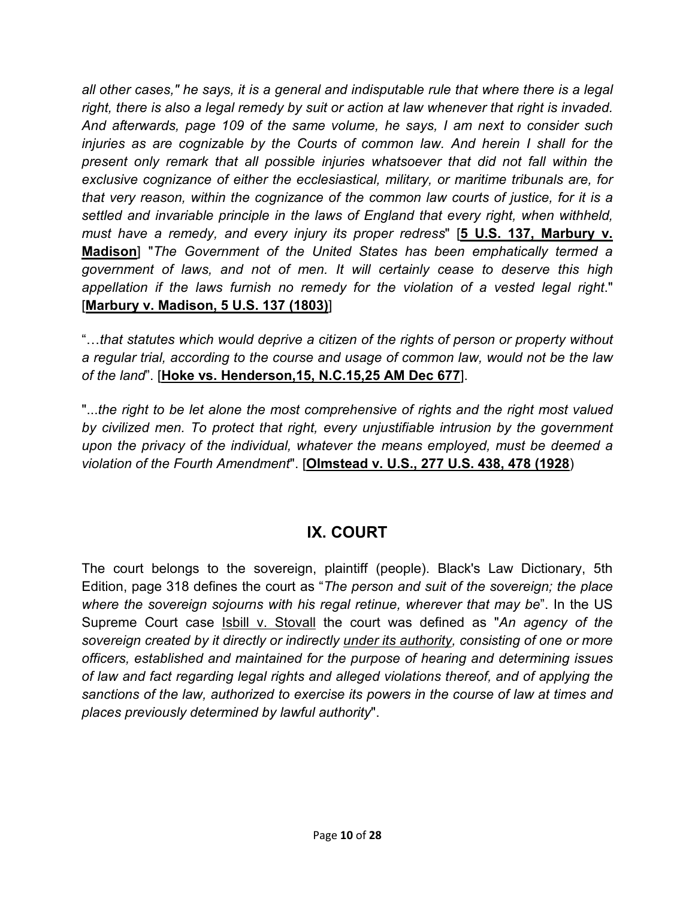*all other cases," he says, it is a general and indisputable rule that where there is a legal right, there is also a legal remedy by suit or action at law whenever that right is invaded. And afterwards, page 109 of the same volume, he says, I am next to consider such injuries as are cognizable by the Courts of common law. And herein I shall for the present only remark that all possible injuries whatsoever that did not fall within the exclusive cognizance of either the ecclesiastical, military, or maritime tribunals are, for that very reason, within the cognizance of the common law courts of justice, for it is a settled and invariable principle in the laws of England that every right, when withheld, must have a remedy, and every injury its proper redress*" [**5 U.S. 137, Marbury v. Madison**] "*The Government of the United States has been emphatically termed a government of laws, and not of men. It will certainly cease to deserve this high appellation if the laws furnish no remedy for the violation of a vested legal right*." [**Marbury v. Madison, 5 U.S. 137 (1803)**]

"…*that statutes which would deprive a citizen of the rights of person or property without a regular trial, according to the course and usage of common law, would not be the law of the land*". [**Hoke vs. Henderson,15, N.C.15,25 AM Dec 677**].

"...*the right to be let alone the most comprehensive of rights and the right most valued by civilized men. To protect that right, every unjustifiable intrusion by the government upon the privacy of the individual, whatever the means employed, must be deemed a violation of the Fourth Amendment*". [**Olmstead v. U.S., 277 U.S. 438, 478 (1928**)

## IX. COURT

The court belongs to the sovereign, plaintiff (people). Black's Law Dictionary, 5th Edition, page 318 defines the court as "*The person and suit of the sovereign; the place where the sovereign sojourns with his regal retinue, wherever that may be*". In the US Supreme Court case Isbill v. Stovall the court was defined as "*An agency of the sovereign created by it directly or indirectly under its authority, consisting of one or more officers, established and maintained for the purpose of hearing and determining issues of law and fact regarding legal rights and alleged violations thereof, and of applying the sanctions of the law, authorized to exercise its powers in the course of law at times and places previously determined by lawful authority*".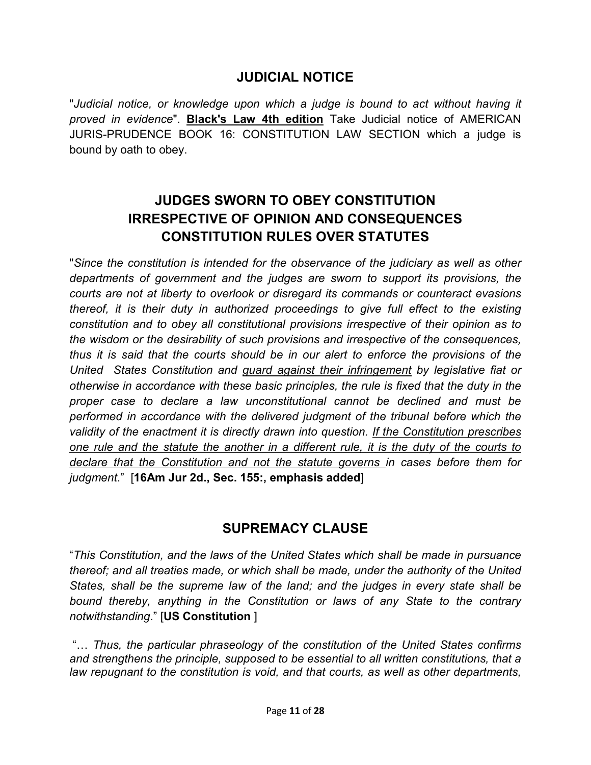## JUDICIAL NOTICE

"*Judicial notice, or knowledge upon which a judge is bound to act without having it proved in evidence*". **Black's Law 4th edition** Take Judicial notice of AMERICAN JURIS-PRUDENCE BOOK 16: CONSTITUTION LAW SECTION which a judge is bound by oath to obey.

## JUDGES SWORN TO OBEY CONSTITUTION IRRESPECTIVE OF OPINION AND CONSEQUENCES CONSTITUTION RULES OVER STATUTES

"*Since the constitution is intended for the observance of the judiciary as well as other departments of government and the judges are sworn to support its provisions, the courts are not at liberty to overlook or disregard its commands or counteract evasions thereof, it is their duty in authorized proceedings to give full effect to the existing constitution and to obey all constitutional provisions irrespective of their opinion as to the wisdom or the desirability of such provisions and irrespective of the consequences, thus it is said that the courts should be in our alert to enforce the provisions of the United States Constitution and guard against their infringement by legislative fiat or otherwise in accordance with these basic principles, the rule is fixed that the duty in the proper case to declare a law unconstitutional cannot be declined and must be performed in accordance with the delivered judgment of the tribunal before which the validity of the enactment it is directly drawn into question. If the Constitution prescribes one rule and the statute the another in a different rule, it is the duty of the courts to declare that the Constitution and not the statute governs in cases before them for judgment*." [**16Am Jur 2d., Sec. 155:, emphasis added**]

## SUPREMACY CLAUSE

"*This Constitution, and the laws of the United States which shall be made in pursuance thereof; and all treaties made, or which shall be made, under the authority of the United States, shall be the supreme law of the land; and the judges in every state shall be bound thereby, anything in the Constitution or laws of any State to the contrary notwithstanding*." [**US Constitution** ]

"… *Thus, the particular phraseology of the constitution of the United States confirms and strengthens the principle, supposed to be essential to all written constitutions, that a law repugnant to the constitution is void, and that courts, as well as other departments,*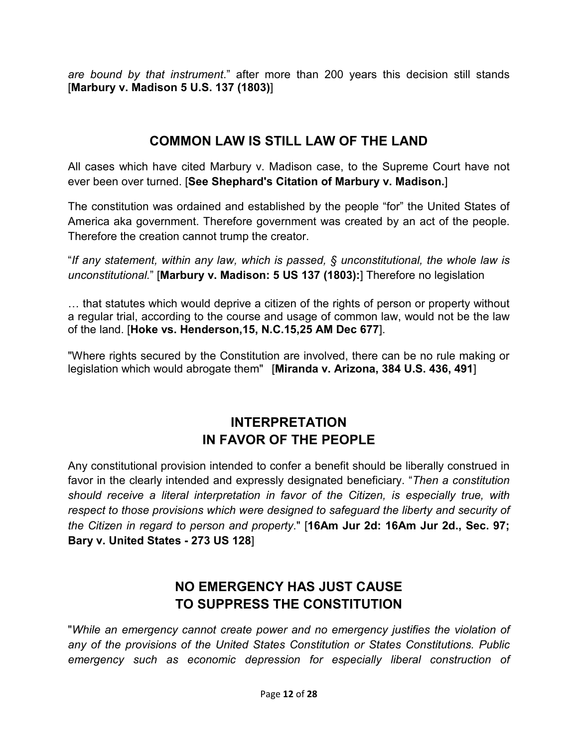*are bound by that instrument*." after more than 200 years this decision still stands [**Marbury v. Madison 5 U.S. 137 (1803)**]

## COMMON LAW IS STILL LAW OF THE LAND

All cases which have cited Marbury v. Madison case, to the Supreme Court have not ever been over turned. [**See Shephard's Citation of Marbury v. Madison.**]

The constitution was ordained and established by the people "for" the United States of America aka government. Therefore government was created by an act of the people. Therefore the creation cannot trump the creator.

"*If any statement, within any law, which is passed, § unconstitutional, the whole law is unconstitutional.*" [**Marbury v. Madison: 5 US 137 (1803):**] Therefore no legislation

… that statutes which would deprive a citizen of the rights of person or property without a regular trial, according to the course and usage of common law, would not be the law of the land. [**Hoke vs. Henderson,15, N.C.15,25 AM Dec 677**].

"Where rights secured by the Constitution are involved, there can be no rule making or legislation which would abrogate them" [**Miranda v. Arizona, 384 U.S. 436, 491**]

## INTERPRETATION IN FAVOR OF THE PEOPLE

Any constitutional provision intended to confer a benefit should be liberally construed in favor in the clearly intended and expressly designated beneficiary. "*Then a constitution should receive a literal interpretation in favor of the Citizen, is especially true, with respect to those provisions which were designed to safeguard the liberty and security of the Citizen in regard to person and property.*" [**16Am Jur 2d: 16Am Jur 2d., Sec. 97; Bary v. United States - 273 US 128**]

## NO EMERGENCY HAS JUST CAUSE TO SUPPRESS THE CONSTITUTION

"*While an emergency cannot create power and no emergency justifies the violation of any of the provisions of the United States Constitution or States Constitutions. Public emergency such as economic depression for especially liberal construction of*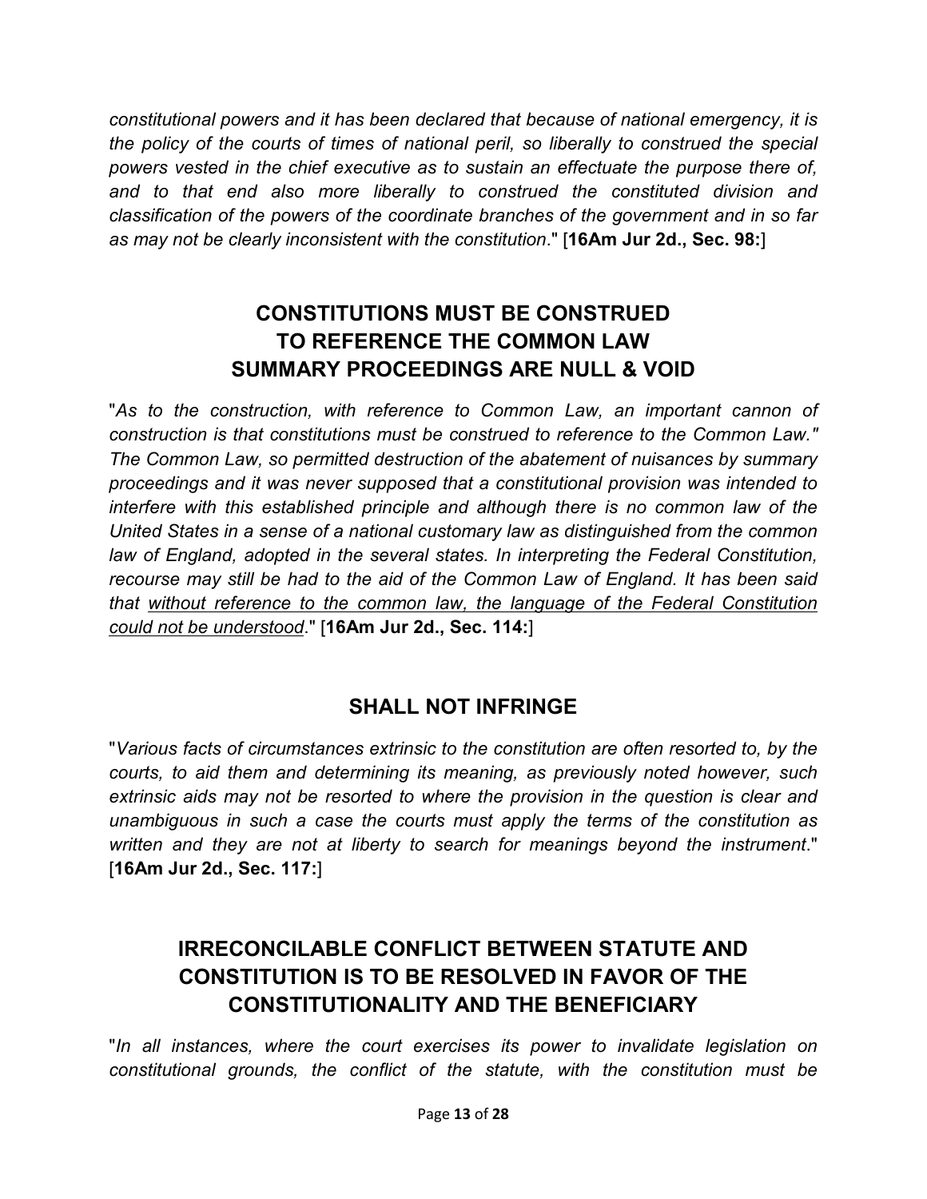*constitutional powers and it has been declared that because of national emergency, it is the policy of the courts of times of national peril, so liberally to construed the special powers vested in the chief executive as to sustain an effectuate the purpose there of, and to that end also more liberally to construed the constituted division and classification of the powers of the coordinate branches of the government and in so far as may not be clearly inconsistent with the constitution*." [**16Am Jur 2d., Sec. 98:**]

## CONSTITUTIONS MUST BE CONSTRUED TO REFERENCE THE COMMON LAW SUMMARY PROCEEDINGS ARE NULL & VOID

"*As to the construction, with reference to Common Law, an important cannon of construction is that constitutions must be construed to reference to the Common Law." The Common Law, so permitted destruction of the abatement of nuisances by summary proceedings and it was never supposed that a constitutional provision was intended to interfere with this established principle and although there is no common law of the United States in a sense of a national customary law as distinguished from the common law of England, adopted in the several states. In interpreting the Federal Constitution, recourse may still be had to the aid of the Common Law of England. It has been said that <u>without reference to the common law, the language of the Federal Constitution could not be understood</u>*." [**16Am Jur 2d., Sec. 114:**]

## SHALL NOT INFRINGE

"*Various facts of circumstances extrinsic to the constitution are often resorted to, by the courts, to aid them and determining its meaning, as previously noted however, such extrinsic aids may not be resorted to where the provision in the question is clear and unambiguous in such a case the courts must apply the terms of the constitution as written and they are not at liberty to search for meanings beyond the instrument*." [**16Am Jur 2d., Sec. 117:**]

## IRRECONCILABLE CONFLICT BETWEEN STATUTE AND CONSTITUTION IS TO BE RESOLVED IN FAVOR OF THE CONSTITUTIONALITY AND THE BENEFICIARY

"*In all instances, where the court exercises its power to invalidate legislation on constitutional grounds, the conflict of the statute, with the constitution must be*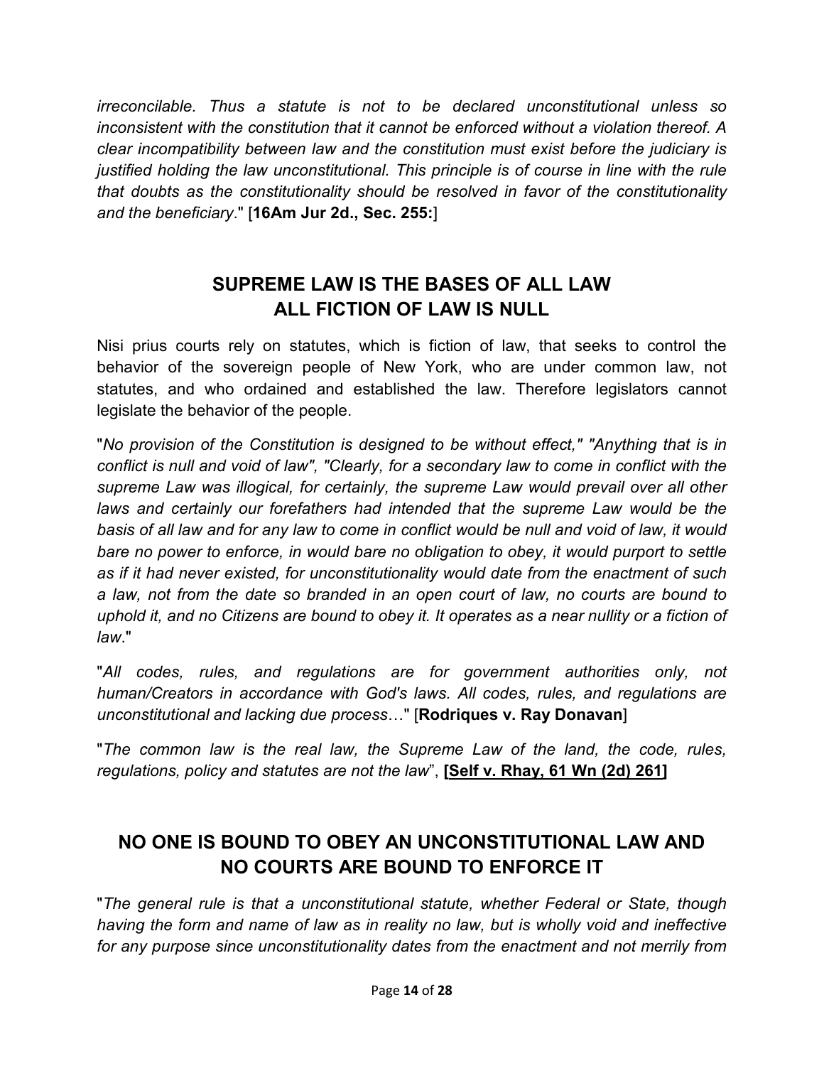*irreconcilable. Thus a statute is not to be declared unconstitutional unless so inconsistent with the constitution that it cannot be enforced without a violation thereof. A clear incompatibility between law and the constitution must exist before the judiciary is justified holding the law unconstitutional. This principle is of course in line with the rule that doubts as the constitutionality should be resolved in favor of the constitutionality and the beneficiary*." [**16Am Jur 2d., Sec. 255:**]

## SUPREME LAW IS THE BASES OF ALL LAW
## ALL FICTION OF LAW IS NULL

Nisi prius courts rely on statutes, which is fiction of law, that seeks to control the behavior of the sovereign people of New York, who are under common law, not statutes, and who ordained and established the law. Therefore legislators cannot legislate the behavior of the people.

"*No provision of the Constitution is designed to be without effect," "Anything that is in conflict is null and void of law", "Clearly, for a secondary law to come in conflict with the supreme Law was illogical, for certainly, the supreme Law would prevail over all other laws and certainly our forefathers had intended that the supreme Law would be the basis of all law and for any law to come in conflict would be null and void of law, it would bare no power to enforce, in would bare no obligation to obey, it would purport to settle as if it had never existed, for unconstitutionality would date from the enactment of such a law, not from the date so branded in an open court of law, no courts are bound to uphold it, and no Citizens are bound to obey it. It operates as a near nullity or a fiction of law*."

"*All codes, rules, and regulations are for government authorities only, not human/Creators in accordance with God's laws. All codes, rules, and regulations are unconstitutional and lacking due process*…" [**Rodriques v. Ray Donavan**]

"*The common law is the real law, the Supreme Law of the land, the code, rules, regulations, policy and statutes are not the law*", **[Self v. Rhay, 61 Wn (2d) 261]**

## NO ONE IS BOUND TO OBEY AN UNCONSTITUTIONAL LAW AND NO COURTS ARE BOUND TO ENFORCE IT

"*The general rule is that a unconstitutional statute, whether Federal or State, though having the form and name of law as in reality no law, but is wholly void and ineffective for any purpose since unconstitutionality dates from the enactment and not merrily from*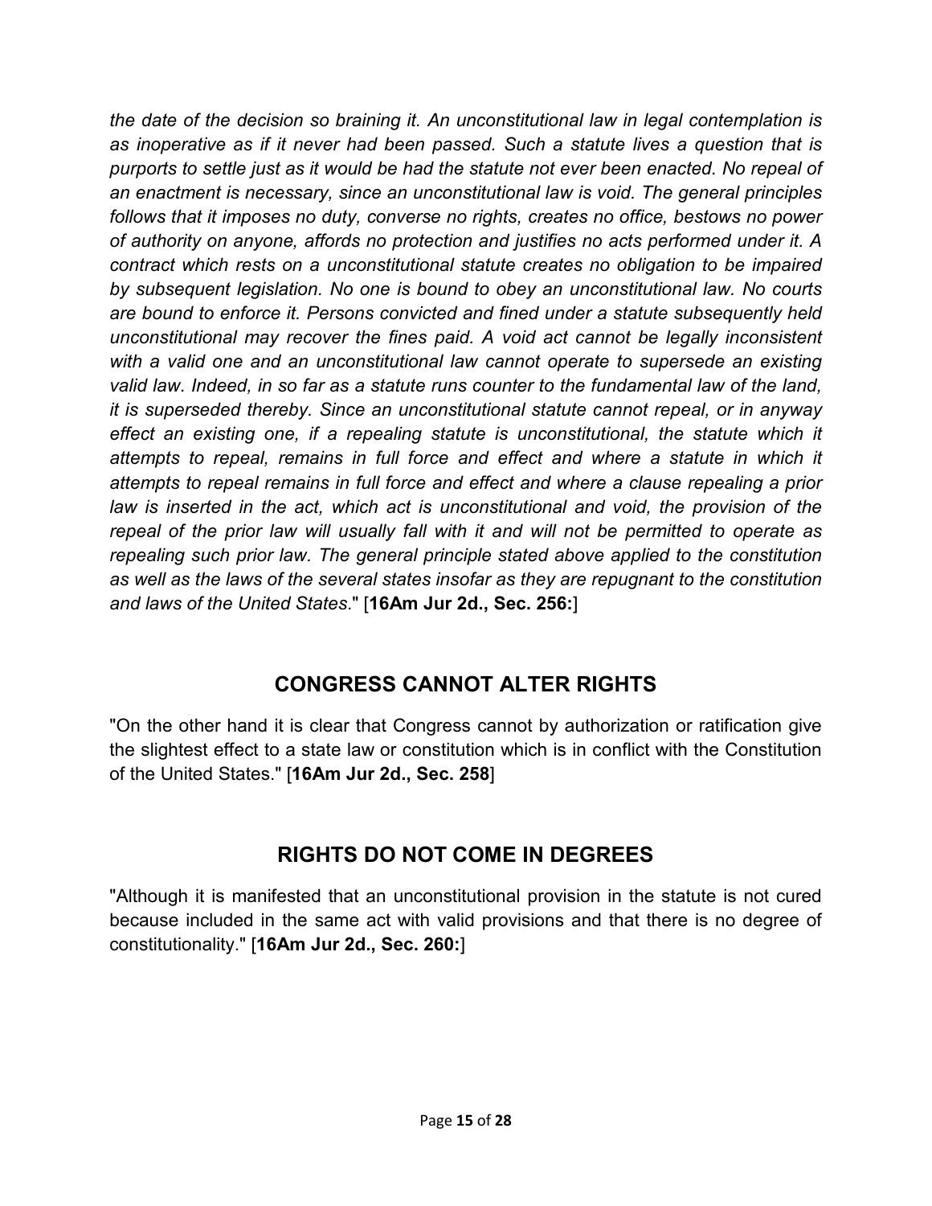*the date of the decision so braining it. An unconstitutional law in legal contemplation is as inoperative as if it never had been passed. Such a statute lives a question that is purports to settle just as it would be had the statute not ever been enacted. No repeal of an enactment is necessary, since an unconstitutional law is void. The general principles follows that it imposes no duty, converse no rights, creates no office, bestows no power of authority on anyone, affords no protection and justifies no acts performed under it. A contract which rests on a unconstitutional statute creates no obligation to be impaired by subsequent legislation. No one is bound to obey an unconstitutional law. No courts are bound to enforce it. Persons convicted and fined under a statute subsequently held unconstitutional may recover the fines paid. A void act cannot be legally inconsistent with a valid one and an unconstitutional law cannot operate to supersede an existing valid law. Indeed, in so far as a statute runs counter to the fundamental law of the land, it is superseded thereby. Since an unconstitutional statute cannot repeal, or in anyway effect an existing one, if a repealing statute is unconstitutional, the statute which it attempts to repeal, remains in full force and effect and where a statute in which it attempts to repeal remains in full force and effect and where a clause repealing a prior law is inserted in the act, which act is unconstitutional and void, the provision of the repeal of the prior law will usually fall with it and will not be permitted to operate as repealing such prior law. The general principle stated above applied to the constitution as well as the laws of the several states insofar as they are repugnant to the constitution and laws of the United States*." [**16Am Jur 2d., Sec. 256:**]

## CONGRESS CANNOT ALTER RIGHTS

"On the other hand it is clear that Congress cannot by authorization or ratification give the slightest effect to a state law or constitution which is in conflict with the Constitution of the United States." [**16Am Jur 2d., Sec. 258**]

## RIGHTS DO NOT COME IN DEGREES

"Although it is manifested that an unconstitutional provision in the statute is not cured because included in the same act with valid provisions and that there is no degree of constitutionality." [**16Am Jur 2d., Sec. 260:**]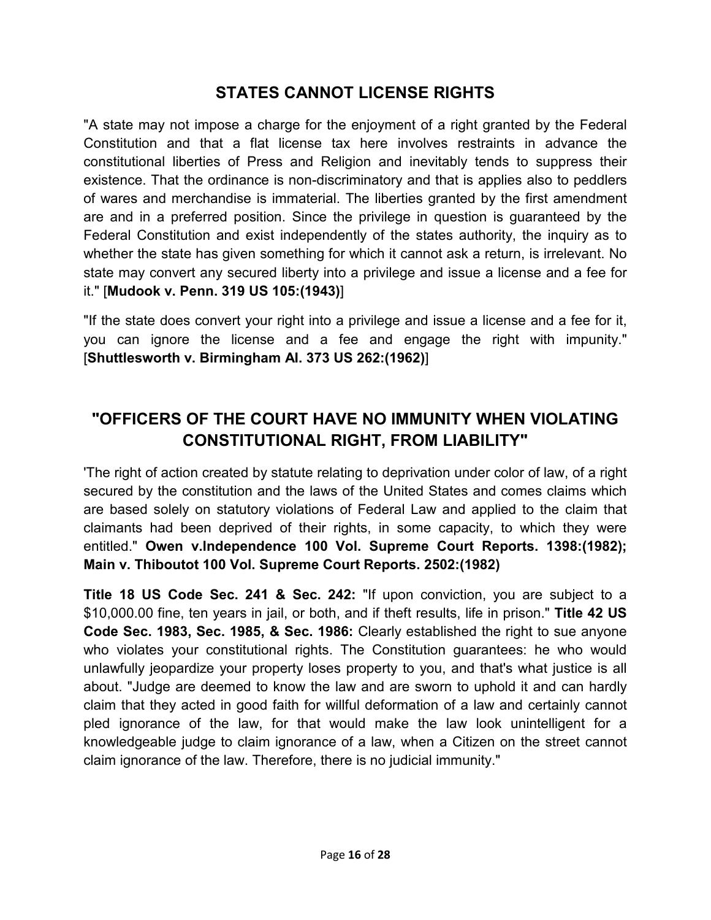## STATES CANNOT LICENSE RIGHTS

"A state may not impose a charge for the enjoyment of a right granted by the Federal Constitution and that a flat license tax here involves restraints in advance the constitutional liberties of Press and Religion and inevitably tends to suppress their existence. That the ordinance is non-discriminatory and that is applies also to peddlers of wares and merchandise is immaterial. The liberties granted by the first amendment are and in a preferred position. Since the privilege in question is guaranteed by the Federal Constitution and exist independently of the states authority, the inquiry as to whether the state has given something for which it cannot ask a return, is irrelevant. No state may convert any secured liberty into a privilege and issue a license and a fee for it." [**Mudook v. Penn. 319 US 105:(1943)**]

"If the state does convert your right into a privilege and issue a license and a fee for it, you can ignore the license and a fee and engage the right with impunity." [**Shuttlesworth v. Birmingham Al. 373 US 262:(1962)**]

## "OFFICERS OF THE COURT HAVE NO IMMUNITY WHEN VIOLATING CONSTITUTIONAL RIGHT, FROM LIABILITY"

'The right of action created by statute relating to deprivation under color of law, of a right secured by the constitution and the laws of the United States and comes claims which are based solely on statutory violations of Federal Law and applied to the claim that claimants had been deprived of their rights, in some capacity, to which they were entitled." **Owen v.Independence 100 Vol. Supreme Court Reports. 1398:(1982); Main v. Thiboutot 100 Vol. Supreme Court Reports. 2502:(1982)**

**Title 18 US Code Sec. 241 & Sec. 242:** "If upon conviction, you are subject to a $10,000.00 fine, ten years in jail, or both, and if theft results, life in prison." **Title 42 US Code Sec. 1983, Sec. 1985, & Sec. 1986:** Clearly established the right to sue anyone who violates your constitutional rights. The Constitution guarantees: he who would unlawfully jeopardize your property loses property to you, and that's what justice is all about. "Judge are deemed to know the law and are sworn to uphold it and can hardly claim that they acted in good faith for willful deformation of a law and certainly cannot pled ignorance of the law, for that would make the law look unintelligent for a knowledgeable judge to claim ignorance of a law, when a Citizen on the street cannot claim ignorance of the law. Therefore, there is no judicial immunity."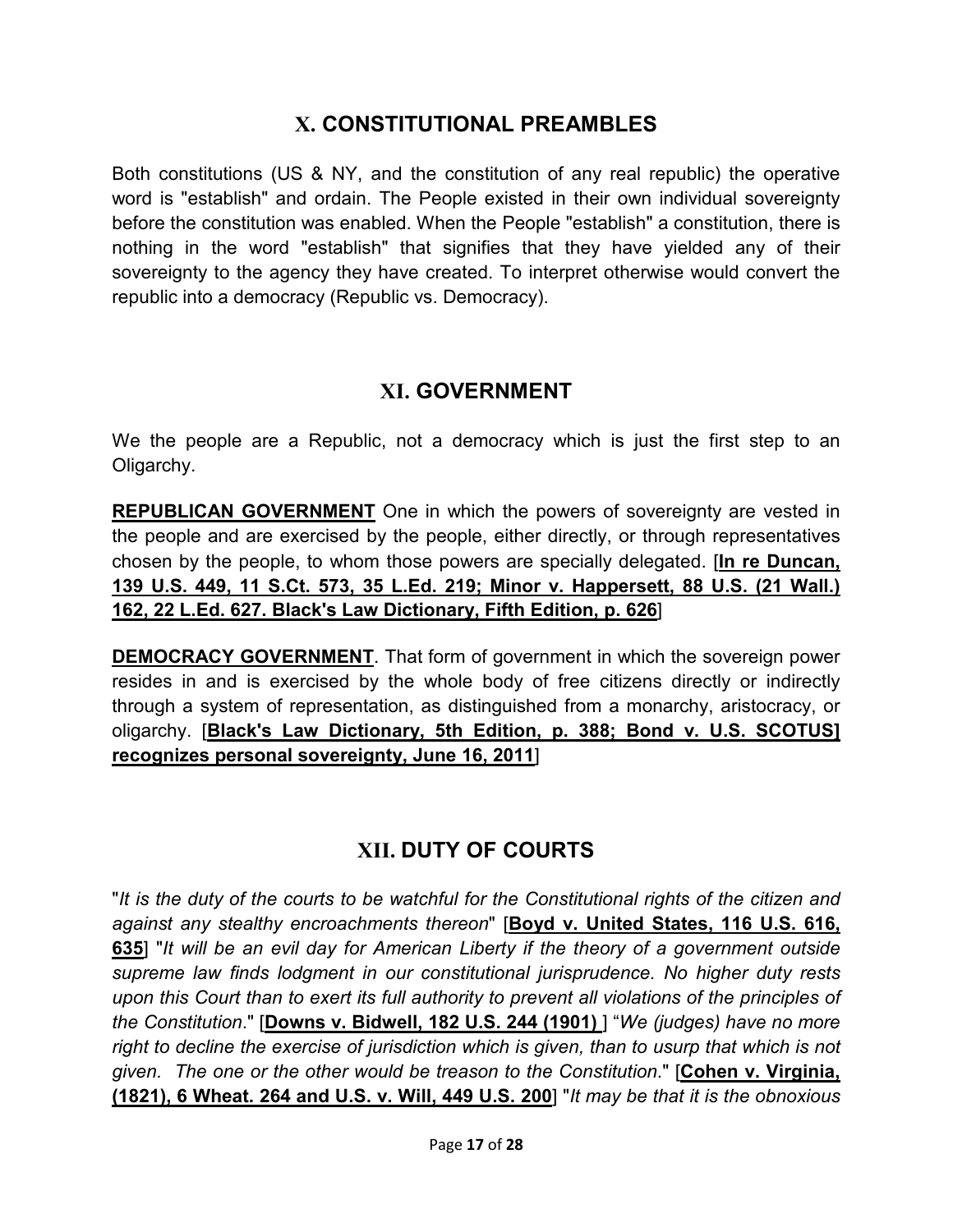## X. CONSTITUTIONAL PREAMBLES

Both constitutions (US & NY, and the constitution of any real republic) the operative word is "establish" and ordain. The People existed in their own individual sovereignty before the constitution was enabled. When the People "establish" a constitution, there is nothing in the word "establish" that signifies that they have yielded any of their sovereignty to the agency they have created. To interpret otherwise would convert the republic into a democracy (Republic vs. Democracy).

## XI. GOVERNMENT

We the people are a Republic, not a democracy which is just the first step to an Oligarchy.

**REPUBLICAN GOVERNMENT** One in which the powers of sovereignty are vested in the people and are exercised by the people, either directly, or through representatives chosen by the people, to whom those powers are specially delegated. [**In re Duncan, 139 U.S. 449, 11 S.Ct. 573, 35 L.Ed. 219; Minor v. Happersett, 88 U.S. (21 Wall.) 162, 22 L.Ed. 627. Black's Law Dictionary, Fifth Edition, p. 626**]

**DEMOCRACY GOVERNMENT**. That form of government in which the sovereign power resides in and is exercised by the whole body of free citizens directly or indirectly through a system of representation, as distinguished from a monarchy, aristocracy, or oligarchy. [**Black's Law Dictionary, 5th Edition, p. 388; Bond v. U.S. SCOTUS] recognizes personal sovereignty, June 16, 2011**]

## XII. DUTY OF COURTS

"*It is the duty of the courts to be watchful for the Constitutional rights of the citizen and against any stealthy encroachments thereon*" [**Boyd v. United States, 116 U.S. 616, 635**] "*It will be an evil day for American Liberty if the theory of a government outside supreme law finds lodgment in our constitutional jurisprudence. No higher duty rests upon this Court than to exert its full authority to prevent all violations of the principles of the Constitution*." [**Downs v. Bidwell, 182 U.S. 244 (1901)** ] "*We (judges) have no more right to decline the exercise of jurisdiction which is given, than to usurp that which is not given. The one or the other would be treason to the Constitution*." [**Cohen v. Virginia, (1821), 6 Wheat. 264 and U.S. v. Will, 449 U.S. 200**] "*It may be that it is the obnoxious*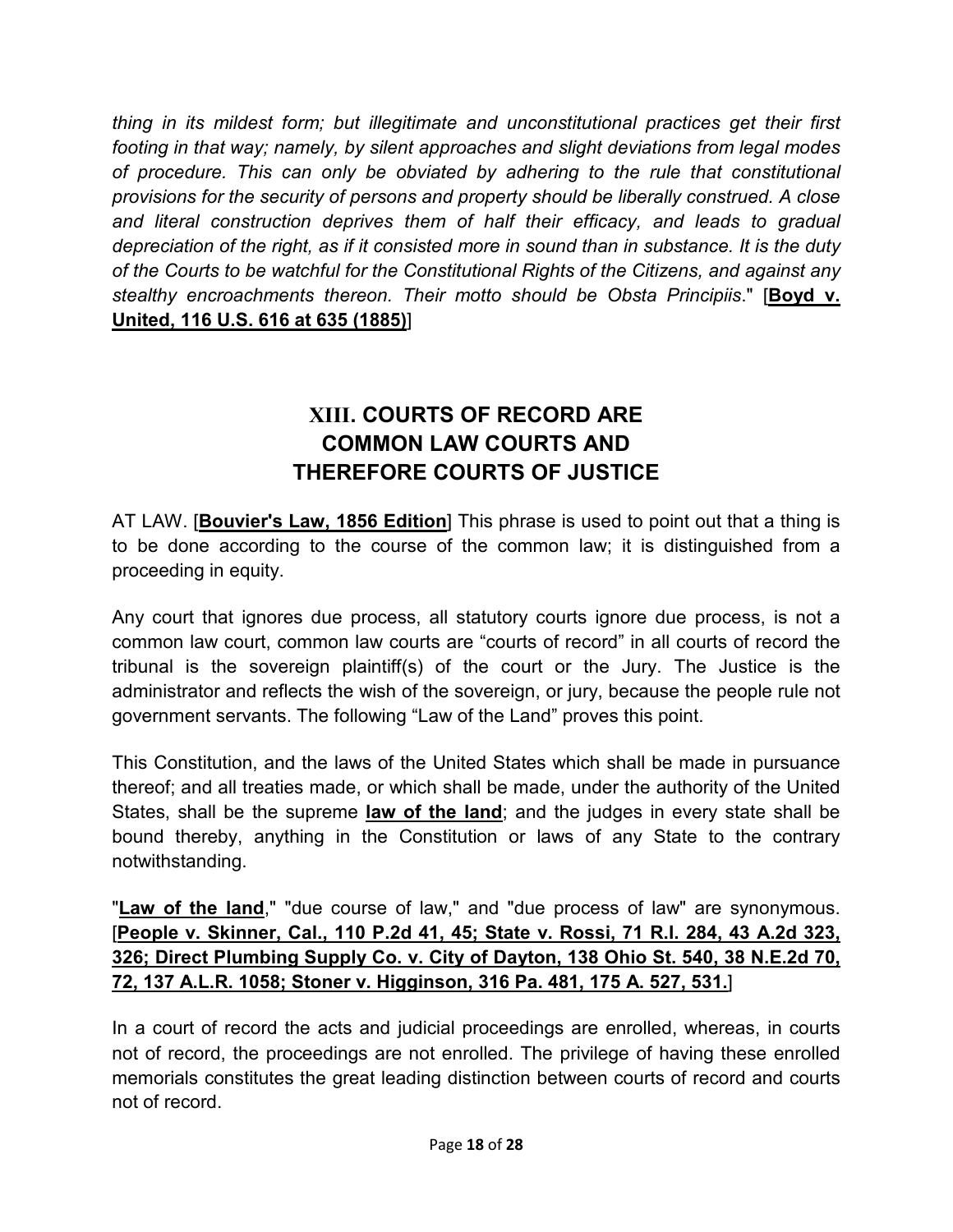*thing in its mildest form; but illegitimate and unconstitutional practices get their first footing in that way; namely, by silent approaches and slight deviations from legal modes of procedure. This can only be obviated by adhering to the rule that constitutional provisions for the security of persons and property should be liberally construed. A close and literal construction deprives them of half their efficacy, and leads to gradual depreciation of the right, as if it consisted more in sound than in substance. It is the duty of the Courts to be watchful for the Constitutional Rights of the Citizens, and against any stealthy encroachments thereon. Their motto should be Obsta Principiis*." [**Boyd v. United, 116 U.S. 616 at 635 (1885)**]

## XIII. COURTS OF RECORD ARE COMMON LAW COURTS AND THEREFORE COURTS OF JUSTICE

AT LAW. [**Bouvier's Law, 1856 Edition**] This phrase is used to point out that a thing is to be done according to the course of the common law; it is distinguished from a proceeding in equity.

Any court that ignores due process, all statutory courts ignore due process, is not a common law court, common law courts are "courts of record" in all courts of record the tribunal is the sovereign plaintiff(s) of the court or the Jury. The Justice is the administrator and reflects the wish of the sovereign, or jury, because the people rule not government servants. The following "Law of the Land" proves this point.

This Constitution, and the laws of the United States which shall be made in pursuance thereof; and all treaties made, or which shall be made, under the authority of the United States, shall be the supreme **law of the land**; and the judges in every state shall be bound thereby, anything in the Constitution or laws of any State to the contrary notwithstanding.

"**Law of the land**," "due course of law," and "due process of law" are synonymous. [**People v. Skinner, Cal., 110 P.2d 41, 45; State v. Rossi, 71 R.I. 284, 43 A.2d 323, 326; Direct Plumbing Supply Co. v. City of Dayton, 138 Ohio St. 540, 38 N.E.2d 70, 72, 137 A.L.R. 1058; Stoner v. Higginson, 316 Pa. 481, 175 A. 527, 531.**]

In a court of record the acts and judicial proceedings are enrolled, whereas, in courts not of record, the proceedings are not enrolled. The privilege of having these enrolled memorials constitutes the great leading distinction between courts of record and courts not of record.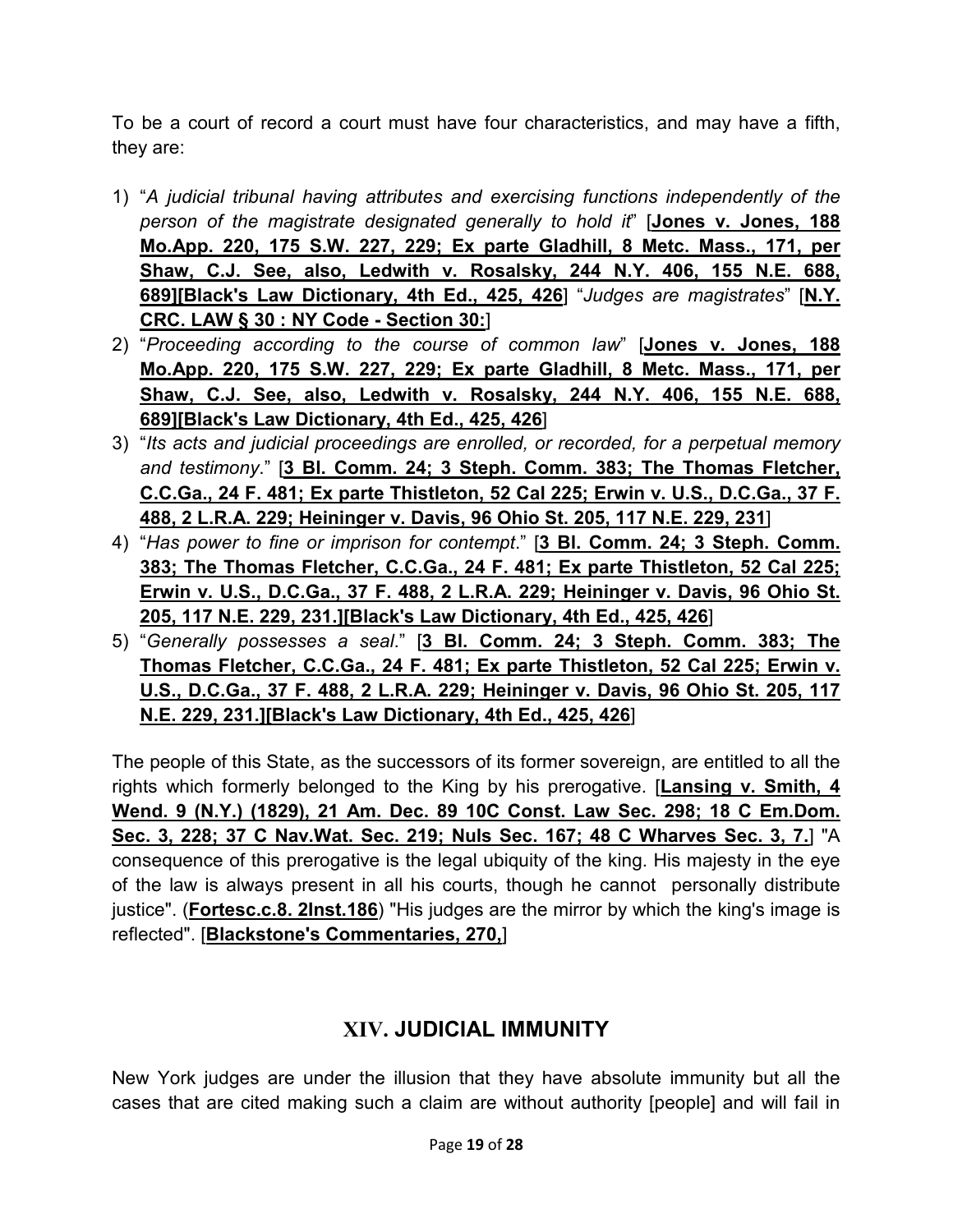To be a court of record a court must have four characteristics, and may have a fifth, they are:

1) "*A judicial tribunal having attributes and exercising functions independently of the person of the magistrate designated generally to hold it*" [**Jones v. Jones, 188 Mo.App. 220, 175 S.W. 227, 229; Ex parte Gladhill, 8 Metc. Mass., 171, per Shaw, C.J. See, also, Ledwith v. Rosalsky, 244 N.Y. 406, 155 N.E. 688, 689][Black's Law Dictionary, 4th Ed., 425, 426**] "*Judges are magistrates*" [**N.Y. CRC. LAW § 30 : NY Code - Section 30:**]
2) "*Proceeding according to the course of common law*" [**Jones v. Jones, 188 Mo.App. 220, 175 S.W. 227, 229; Ex parte Gladhill, 8 Metc. Mass., 171, per Shaw, C.J. See, also, Ledwith v. Rosalsky, 244 N.Y. 406, 155 N.E. 688, 689][Black's Law Dictionary, 4th Ed., 425, 426**]
3) "*Its acts and judicial proceedings are enrolled, or recorded, for a perpetual memory and testimony*." [**3 Bl. Comm. 24; 3 Steph. Comm. 383; The Thomas Fletcher, C.C.Ga., 24 F. 481; Ex parte Thistleton, 52 Cal 225; Erwin v. U.S., D.C.Ga., 37 F. 488, 2 L.R.A. 229; Heininger v. Davis, 96 Ohio St. 205, 117 N.E. 229, 231**]
4) "*Has power to fine or imprison for contempt*." [**3 Bl. Comm. 24; 3 Steph. Comm. 383; The Thomas Fletcher, C.C.Ga., 24 F. 481; Ex parte Thistleton, 52 Cal 225; Erwin v. U.S., D.C.Ga., 37 F. 488, 2 L.R.A. 229; Heininger v. Davis, 96 Ohio St. 205, 117 N.E. 229, 231.][Black's Law Dictionary, 4th Ed., 425, 426**]
5) "*Generally possesses a seal*." [**3 Bl. Comm. 24; 3 Steph. Comm. 383; The Thomas Fletcher, C.C.Ga., 24 F. 481; Ex parte Thistleton, 52 Cal 225; Erwin v. U.S., D.C.Ga., 37 F. 488, 2 L.R.A. 229; Heininger v. Davis, 96 Ohio St. 205, 117 N.E. 229, 231.][Black's Law Dictionary, 4th Ed., 425, 426**]

The people of this State, as the successors of its former sovereign, are entitled to all the rights which formerly belonged to the King by his prerogative. [**Lansing v. Smith, 4 Wend. 9 (N.Y.) (1829), 21 Am. Dec. 89 10C Const. Law Sec. 298; 18 C Em.Dom. Sec. 3, 228; 37 C Nav.Wat. Sec. 219; Nuls Sec. 167; 48 C Wharves Sec. 3, 7.**] "A consequence of this prerogative is the legal ubiquity of the king. His majesty in the eye of the law is always present in all his courts, though he cannot personally distribute justice". (**Fortesc.c.8. 2Inst.186**) "His judges are the mirror by which the king's image is reflected". [**Blackstone's Commentaries, 270,**]

## XIV. JUDICIAL IMMUNITY

New York judges are under the illusion that they have absolute immunity but all the cases that are cited making such a claim are without authority [people] and will fail in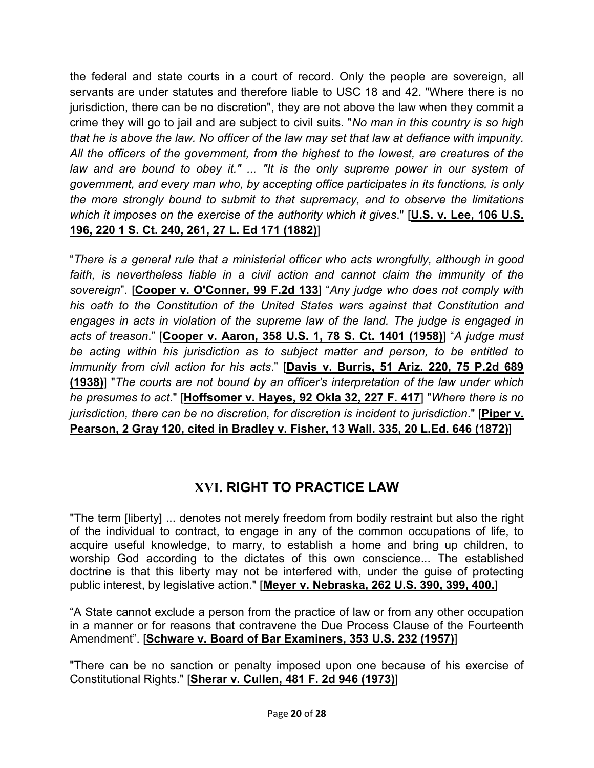the federal and state courts in a court of record. Only the people are sovereign, all servants are under statutes and therefore liable to USC 18 and 42. "Where there is no jurisdiction, there can be no discretion", they are not above the law when they commit a crime they will go to jail and are subject to civil suits. "*No man in this country is so high that he is above the law. No officer of the law may set that law at defiance with impunity. All the officers of the government, from the highest to the lowest, are creatures of the law and are bound to obey it." ... "It is the only supreme power in our system of government, and every man who, by accepting office participates in its functions, is only the more strongly bound to submit to that supremacy, and to observe the limitations which it imposes on the exercise of the authority which it gives*." [**U.S. v. Lee, 106 U.S. 196, 220 1 S. Ct. 240, 261, 27 L. Ed 171 (1882)**]

"*There is a general rule that a ministerial officer who acts wrongfully, although in good faith, is nevertheless liable in a civil action and cannot claim the immunity of the sovereign*". [**Cooper v. O'Conner, 99 F.2d 133**] "*Any judge who does not comply with his oath to the Constitution of the United States wars against that Constitution and engages in acts in violation of the supreme law of the land. The judge is engaged in acts of treason*." [**Cooper v. Aaron, 358 U.S. 1, 78 S. Ct. 1401 (1958)**] "*A judge must be acting within his jurisdiction as to subject matter and person, to be entitled to immunity from civil action for his acts*." [**Davis v. Burris, 51 Ariz. 220, 75 P.2d 689 (1938)**] "*The courts are not bound by an officer's interpretation of the law under which he presumes to act*." [**Hoffsomer v. Hayes, 92 Okla 32, 227 F. 417**] "*Where there is no jurisdiction, there can be no discretion, for discretion is incident to jurisdiction*." [**Piper v. Pearson, 2 Gray 120, cited in Bradley v. Fisher, 13 Wall. 335, 20 L.Ed. 646 (1872)**]

## XVI. RIGHT TO PRACTICE LAW

"The term [liberty] ... denotes not merely freedom from bodily restraint but also the right of the individual to contract, to engage in any of the common occupations of life, to acquire useful knowledge, to marry, to establish a home and bring up children, to worship God according to the dictates of this own conscience... The established doctrine is that this liberty may not be interfered with, under the guise of protecting public interest, by legislative action." [**Meyer v. Nebraska, 262 U.S. 390, 399, 400.**]

"A State cannot exclude a person from the practice of law or from any other occupation in a manner or for reasons that contravene the Due Process Clause of the Fourteenth Amendment". [**Schware v. Board of Bar Examiners, 353 U.S. 232 (1957)**]

"There can be no sanction or penalty imposed upon one because of his exercise of Constitutional Rights." [**Sherar v. Cullen, 481 F. 2d 946 (1973)**]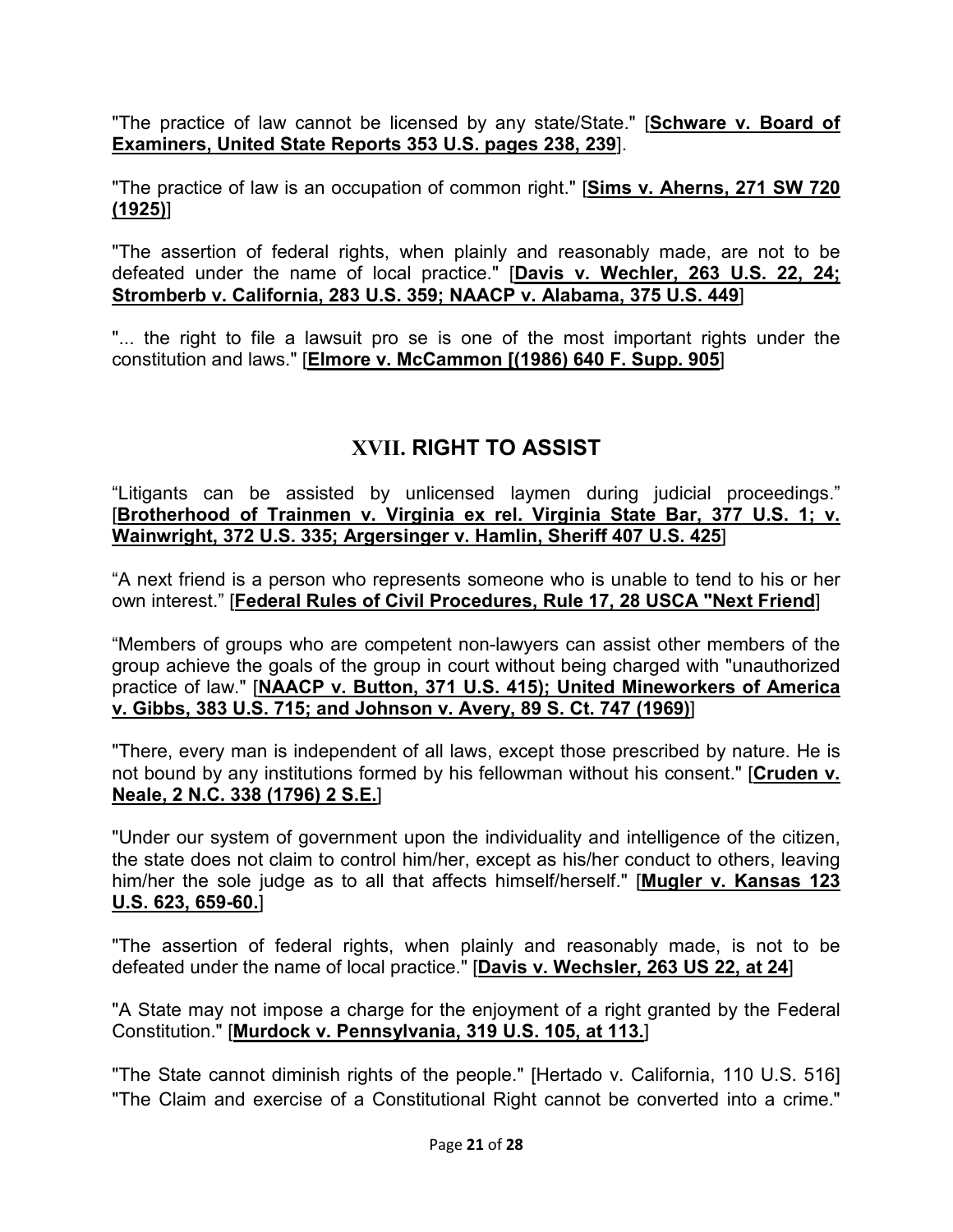"The practice of law cannot be licensed by any state/State." [**Schware v. Board of Examiners, United State Reports 353 U.S. pages 238, 239**].

"The practice of law is an occupation of common right." [**Sims v. Aherns, 271 SW 720 (1925)**]

"The assertion of federal rights, when plainly and reasonably made, are not to be defeated under the name of local practice." [**Davis v. Wechler, 263 U.S. 22, 24; Stromberb v. California, 283 U.S. 359; NAACP v. Alabama, 375 U.S. 449**]

"... the right to file a lawsuit pro se is one of the most important rights under the constitution and laws." [**Elmore v. McCammon [(1986) 640 F. Supp. 905**]

## XVII. RIGHT TO ASSIST

"Litigants can be assisted by unlicensed laymen during judicial proceedings." [**Brotherhood of Trainmen v. Virginia ex rel. Virginia State Bar, 377 U.S. 1; v. Wainwright, 372 U.S. 335; Argersinger v. Hamlin, Sheriff 407 U.S. 425**]

"A next friend is a person who represents someone who is unable to tend to his or her own interest." [**Federal Rules of Civil Procedures, Rule 17, 28 USCA "Next Friend**]

"Members of groups who are competent non-lawyers can assist other members of the group achieve the goals of the group in court without being charged with "unauthorized practice of law." [**NAACP v. Button, 371 U.S. 415); United Mineworkers of America v. Gibbs, 383 U.S. 715; and Johnson v. Avery, 89 S. Ct. 747 (1969)**]

"There, every man is independent of all laws, except those prescribed by nature. He is not bound by any institutions formed by his fellowman without his consent." [**Cruden v. Neale, 2 N.C. 338 (1796) 2 S.E.**]

"Under our system of government upon the individuality and intelligence of the citizen, the state does not claim to control him/her, except as his/her conduct to others, leaving him/her the sole judge as to all that affects himself/herself." [**Mugler v. Kansas 123 U.S. 623, 659-60.**]

"The assertion of federal rights, when plainly and reasonably made, is not to be defeated under the name of local practice." [**Davis v. Wechsler, 263 US 22, at 24**]

"A State may not impose a charge for the enjoyment of a right granted by the Federal Constitution." [**Murdock v. Pennsylvania, 319 U.S. 105, at 113.**]

"The State cannot diminish rights of the people." [Hertado v. California, 110 U.S. 516]
"The Claim and exercise of a Constitutional Right cannot be converted into a crime."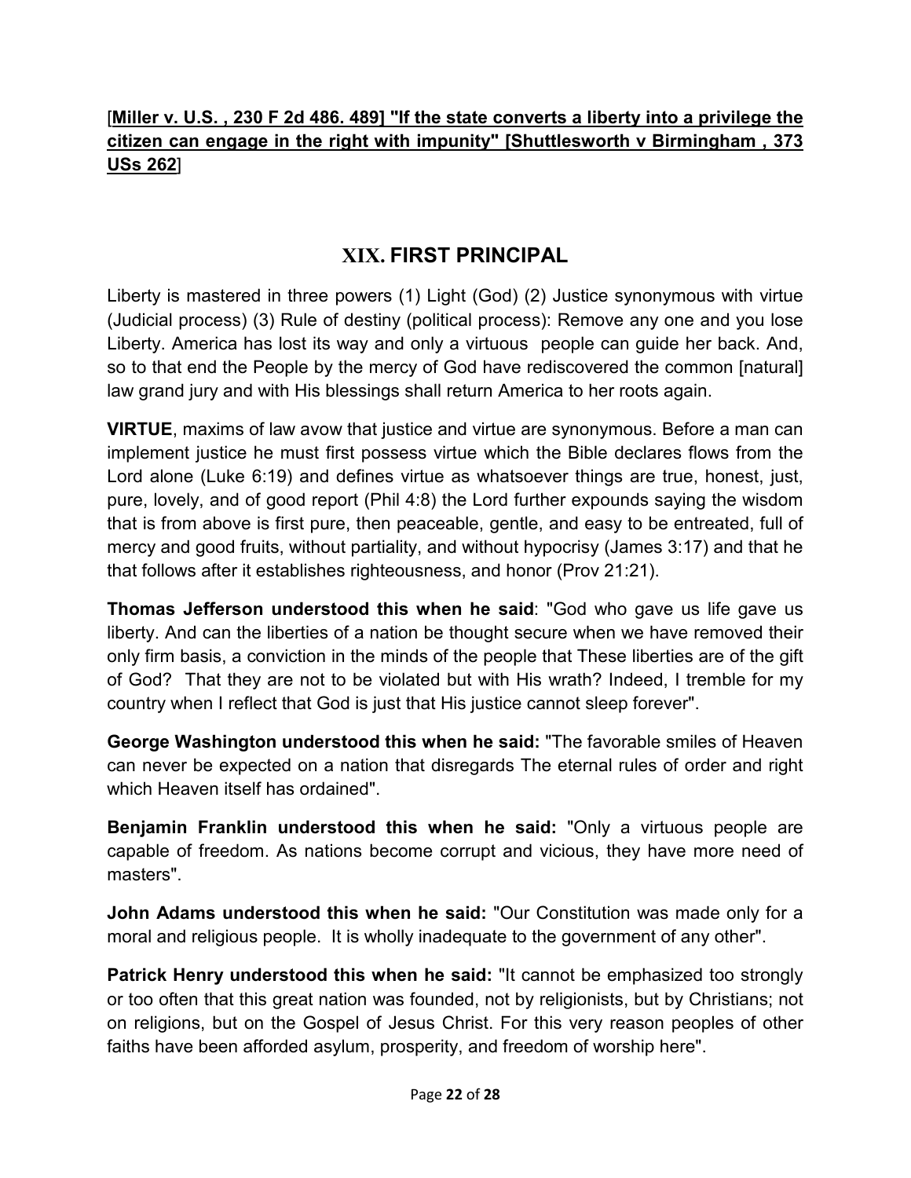[**Miller v. U.S. , 230 F 2d 486. 489] "If the state converts a liberty into a privilege the citizen can engage in the right with impunity" [Shuttlesworth v Birmingham , 373 USs 262**]

## XIX. FIRST PRINCIPAL

Liberty is mastered in three powers (1) Light (God) (2) Justice synonymous with virtue (Judicial process) (3) Rule of destiny (political process): Remove any one and you lose Liberty. America has lost its way and only a virtuous people can guide her back. And, so to that end the People by the mercy of God have rediscovered the common [natural] law grand jury and with His blessings shall return America to her roots again.

**VIRTUE**, maxims of law avow that justice and virtue are synonymous. Before a man can implement justice he must first possess virtue which the Bible declares flows from the Lord alone (Luke 6:19) and defines virtue as whatsoever things are true, honest, just, pure, lovely, and of good report (Phil 4:8) the Lord further expounds saying the wisdom that is from above is first pure, then peaceable, gentle, and easy to be entreated, full of mercy and good fruits, without partiality, and without hypocrisy (James 3:17) and that he that follows after it establishes righteousness, and honor (Prov 21:21).

**Thomas Jefferson understood this when he said**: "God who gave us life gave us liberty. And can the liberties of a nation be thought secure when we have removed their only firm basis, a conviction in the minds of the people that These liberties are of the gift of God? That they are not to be violated but with His wrath? Indeed, I tremble for my country when I reflect that God is just that His justice cannot sleep forever".

**George Washington understood this when he said:** "The favorable smiles of Heaven can never be expected on a nation that disregards The eternal rules of order and right which Heaven itself has ordained".

**Benjamin Franklin understood this when he said:** "Only a virtuous people are capable of freedom. As nations become corrupt and vicious, they have more need of masters".

**John Adams understood this when he said:** "Our Constitution was made only for a moral and religious people. It is wholly inadequate to the government of any other".

**Patrick Henry understood this when he said:** "It cannot be emphasized too strongly or too often that this great nation was founded, not by religionists, but by Christians; not on religions, but on the Gospel of Jesus Christ. For this very reason peoples of other faiths have been afforded asylum, prosperity, and freedom of worship here".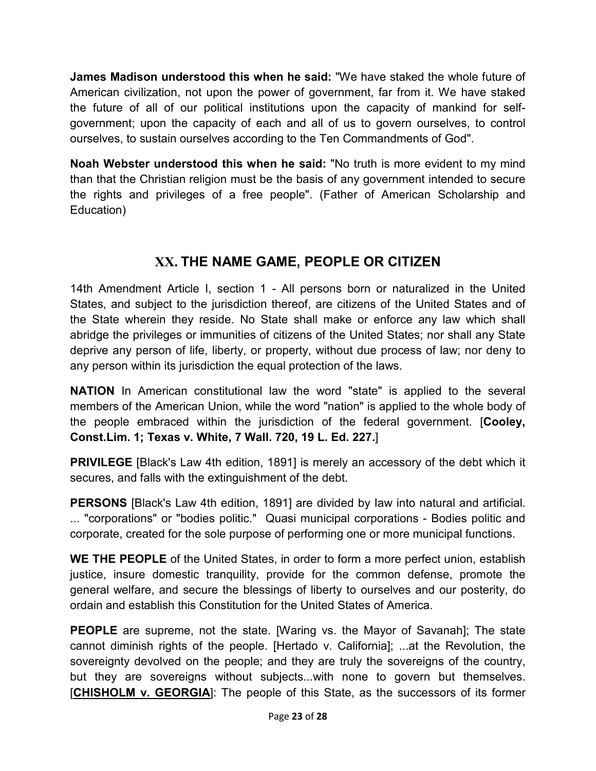**James Madison understood this when he said:** "We have staked the whole future of American civilization, not upon the power of government, far from it. We have staked the future of all of our political institutions upon the capacity of mankind for self-government; upon the capacity of each and all of us to govern ourselves, to control ourselves, to sustain ourselves according to the Ten Commandments of God".

**Noah Webster understood this when he said:** "No truth is more evident to my mind than that the Christian religion must be the basis of any government intended to secure the rights and privileges of a free people". (Father of American Scholarship and Education)

## XX. THE NAME GAME, PEOPLE OR CITIZEN

14th Amendment Article I, section 1 - All persons born or naturalized in the United States, and subject to the jurisdiction thereof, are citizens of the United States and of the State wherein they reside. No State shall make or enforce any law which shall abridge the privileges or immunities of citizens of the United States; nor shall any State deprive any person of life, liberty, or property, without due process of law; nor deny to any person within its jurisdiction the equal protection of the laws.

**NATION** In American constitutional law the word "state" is applied to the several members of the American Union, while the word "nation" is applied to the whole body of the people embraced within the jurisdiction of the federal government. [**Cooley, Const.Lim. 1; Texas v. White, 7 Wall. 720, 19 L. Ed. 227.**]

**PRIVILEGE** [Black's Law 4th edition, 1891] is merely an accessory of the debt which it secures, and falls with the extinguishment of the debt.

**PERSONS** [Black's Law 4th edition, 1891] are divided by law into natural and artificial. ... "corporations" or "bodies politic." Quasi municipal corporations - Bodies politic and corporate, created for the sole purpose of performing one or more municipal functions.

**WE THE PEOPLE** of the United States, in order to form a more perfect union, establish justice, insure domestic tranquility, provide for the common defense, promote the general welfare, and secure the blessings of liberty to ourselves and our posterity, do ordain and establish this Constitution for the United States of America.

**PEOPLE** are supreme, not the state. [Waring vs. the Mayor of Savanah]; The state cannot diminish rights of the people. [Hertado v. California]; ...at the Revolution, the sovereignty devolved on the people; and they are truly the sovereigns of the country, but they are sovereigns without subjects...with none to govern but themselves. [**CHISHOLM v. GEORGIA**]: The people of this State, as the successors of its former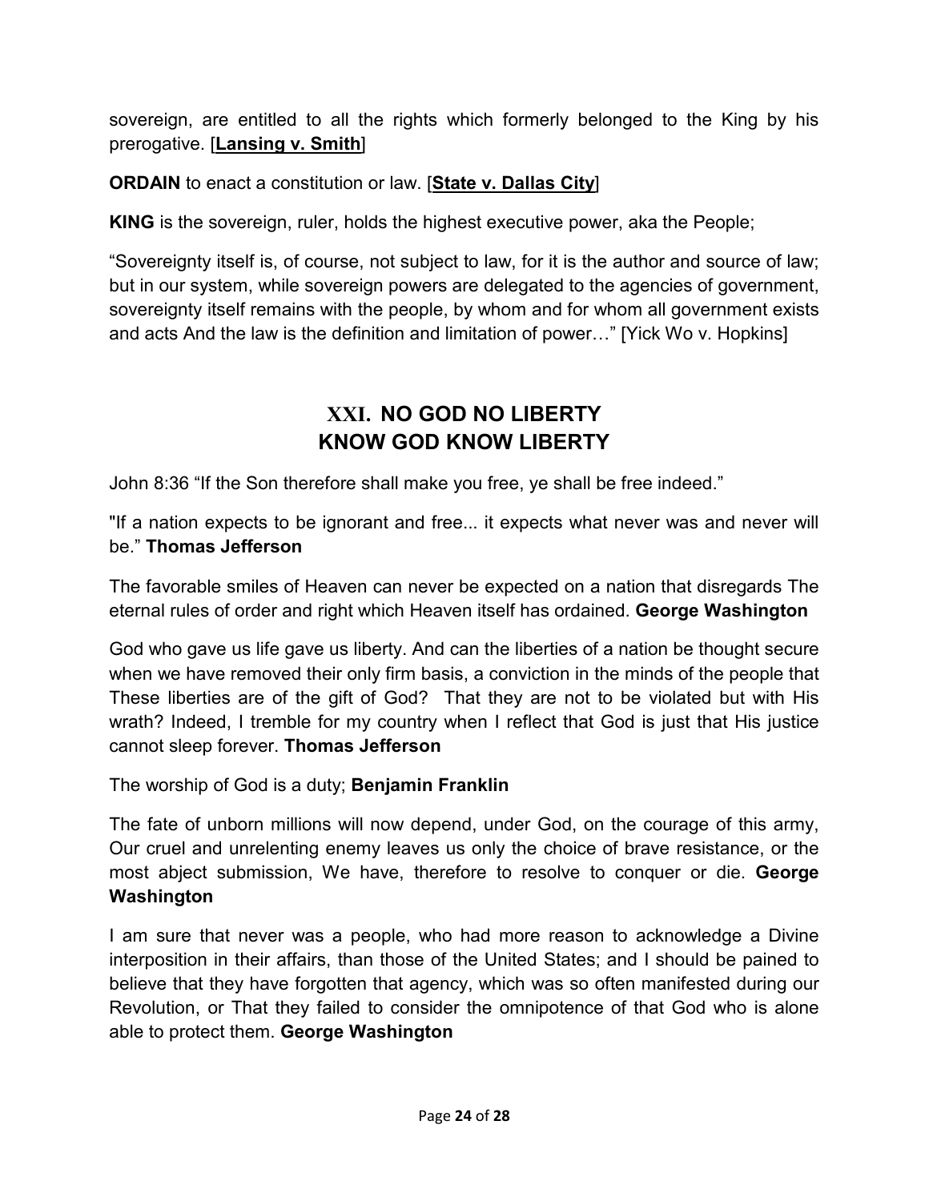sovereign, are entitled to all the rights which formerly belonged to the King by his prerogative. [**Lansing v. Smith**]

**ORDAIN** to enact a constitution or law. [**State v. Dallas City**]

**KING** is the sovereign, ruler, holds the highest executive power, aka the People;

“Sovereignty itself is, of course, not subject to law, for it is the author and source of law; but in our system, while sovereign powers are delegated to the agencies of government, sovereignty itself remains with the people, by whom and for whom all government exists and acts And the law is the definition and limitation of power…” [Yick Wo v. Hopkins]

## XXI. NO GOD NO LIBERTY KNOW GOD KNOW LIBERTY

John 8:36 “If the Son therefore shall make you free, ye shall be free indeed.”

"If a nation expects to be ignorant and free... it expects what never was and never will be.” **Thomas Jefferson**

The favorable smiles of Heaven can never be expected on a nation that disregards The eternal rules of order and right which Heaven itself has ordained. **George Washington**

God who gave us life gave us liberty. And can the liberties of a nation be thought secure when we have removed their only firm basis, a conviction in the minds of the people that These liberties are of the gift of God? That they are not to be violated but with His wrath? Indeed, I tremble for my country when I reflect that God is just that His justice cannot sleep forever. **Thomas Jefferson**

The worship of God is a duty; **Benjamin Franklin**

The fate of unborn millions will now depend, under God, on the courage of this army, Our cruel and unrelenting enemy leaves us only the choice of brave resistance, or the most abject submission, We have, therefore to resolve to conquer or die. **George Washington**

I am sure that never was a people, who had more reason to acknowledge a Divine interposition in their affairs, than those of the United States; and I should be pained to believe that they have forgotten that agency, which was so often manifested during our Revolution, or That they failed to consider the omnipotence of that God who is alone able to protect them. **George Washington**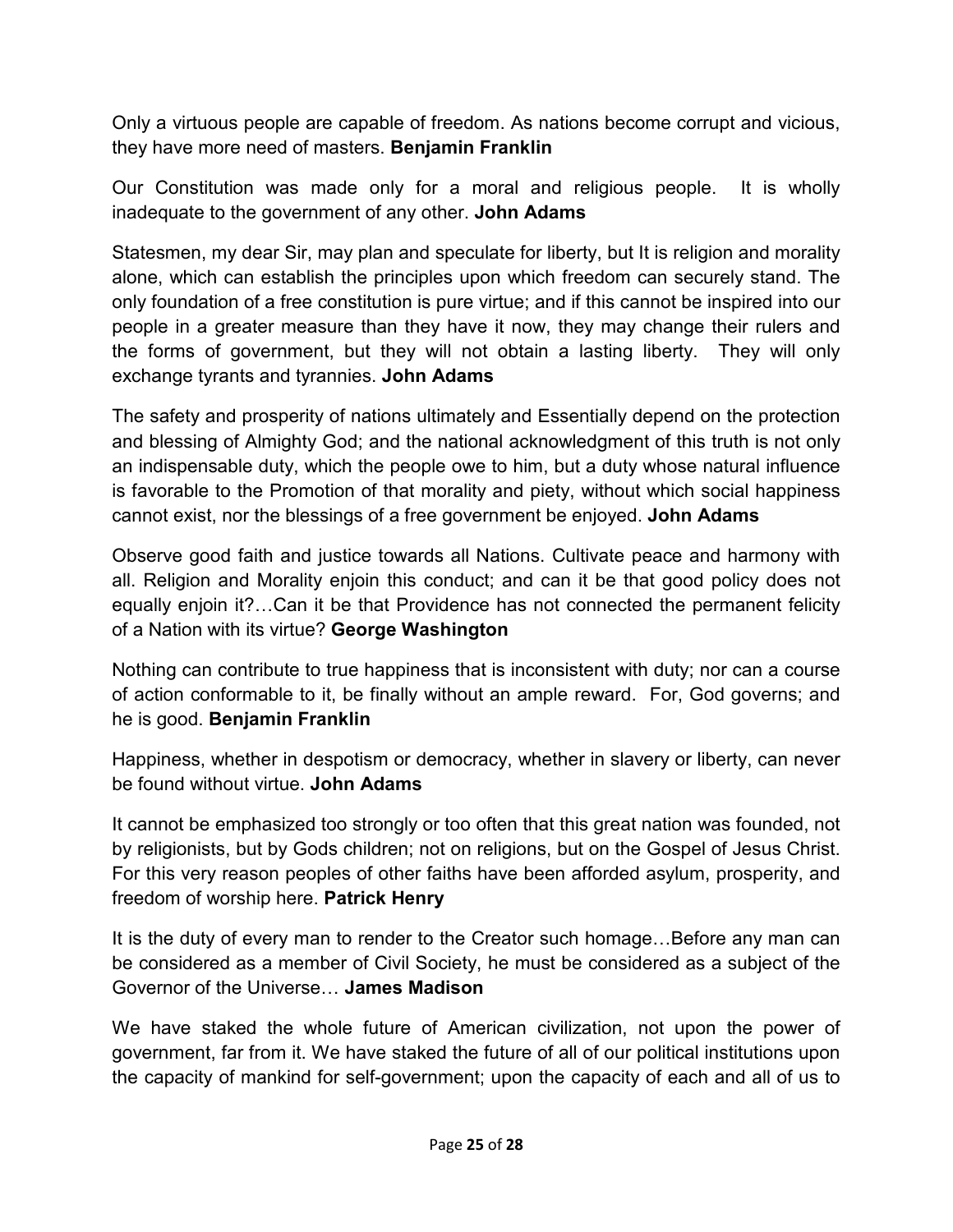Only a virtuous people are capable of freedom. As nations become corrupt and vicious, they have more need of masters. **Benjamin Franklin**

Our Constitution was made only for a moral and religious people. It is wholly inadequate to the government of any other. **John Adams**

Statesmen, my dear Sir, may plan and speculate for liberty, but It is religion and morality alone, which can establish the principles upon which freedom can securely stand. The only foundation of a free constitution is pure virtue; and if this cannot be inspired into our people in a greater measure than they have it now, they may change their rulers and the forms of government, but they will not obtain a lasting liberty. They will only exchange tyrants and tyrannies. **John Adams**

The safety and prosperity of nations ultimately and Essentially depend on the protection and blessing of Almighty God; and the national acknowledgment of this truth is not only an indispensable duty, which the people owe to him, but a duty whose natural influence is favorable to the Promotion of that morality and piety, without which social happiness cannot exist, nor the blessings of a free government be enjoyed. **John Adams**

Observe good faith and justice towards all Nations. Cultivate peace and harmony with all. Religion and Morality enjoin this conduct; and can it be that good policy does not equally enjoin it?…Can it be that Providence has not connected the permanent felicity of a Nation with its virtue? **George Washington**

Nothing can contribute to true happiness that is inconsistent with duty; nor can a course of action conformable to it, be finally without an ample reward. For, God governs; and he is good. **Benjamin Franklin**

Happiness, whether in despotism or democracy, whether in slavery or liberty, can never be found without virtue. **John Adams**

It cannot be emphasized too strongly or too often that this great nation was founded, not by religionists, but by Gods children; not on religions, but on the Gospel of Jesus Christ. For this very reason peoples of other faiths have been afforded asylum, prosperity, and freedom of worship here. **Patrick Henry**

It is the duty of every man to render to the Creator such homage…Before any man can be considered as a member of Civil Society, he must be considered as a subject of the Governor of the Universe… **James Madison**

We have staked the whole future of American civilization, not upon the power of government, far from it. We have staked the future of all of our political institutions upon the capacity of mankind for self-government; upon the capacity of each and all of us to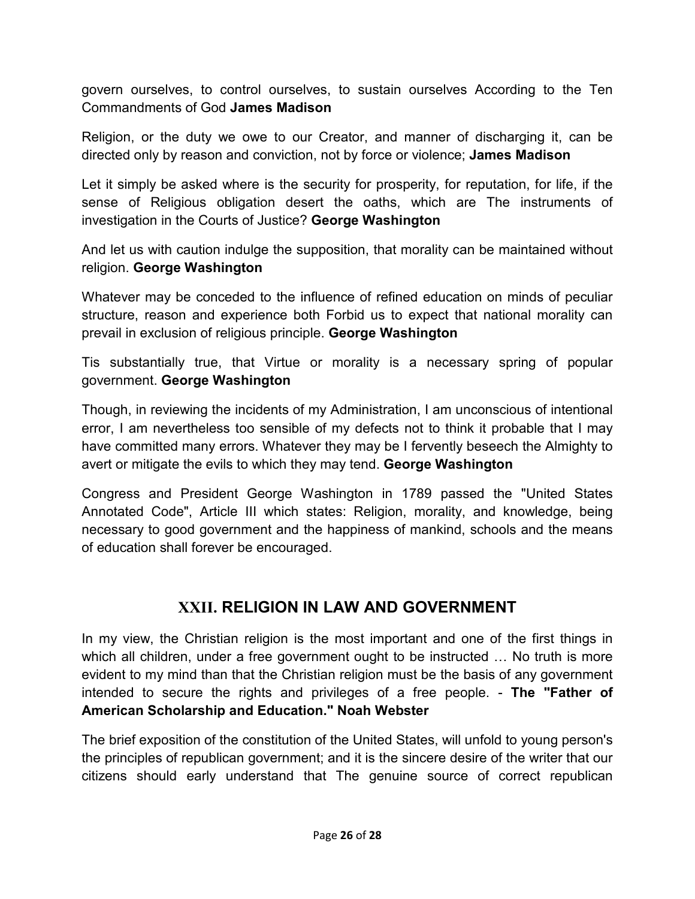govern ourselves, to control ourselves, to sustain ourselves According to the Ten Commandments of God **James Madison**

Religion, or the duty we owe to our Creator, and manner of discharging it, can be directed only by reason and conviction, not by force or violence; **James Madison**

Let it simply be asked where is the security for prosperity, for reputation, for life, if the sense of Religious obligation desert the oaths, which are The instruments of investigation in the Courts of Justice? **George Washington**

And let us with caution indulge the supposition, that morality can be maintained without religion. **George Washington**

Whatever may be conceded to the influence of refined education on minds of peculiar structure, reason and experience both Forbid us to expect that national morality can prevail in exclusion of religious principle. **George Washington**

Tis substantially true, that Virtue or morality is a necessary spring of popular government. **George Washington**

Though, in reviewing the incidents of my Administration, I am unconscious of intentional error, I am nevertheless too sensible of my defects not to think it probable that I may have committed many errors. Whatever they may be I fervently beseech the Almighty to avert or mitigate the evils to which they may tend. **George Washington**

Congress and President George Washington in 1789 passed the "United States Annotated Code", Article III which states: Religion, morality, and knowledge, being necessary to good government and the happiness of mankind, schools and the means of education shall forever be encouraged.

## XXII. RELIGION IN LAW AND GOVERNMENT

In my view, the Christian religion is the most important and one of the first things in which all children, under a free government ought to be instructed … No truth is more evident to my mind than that the Christian religion must be the basis of any government intended to secure the rights and privileges of a free people. - **The "Father of American Scholarship and Education." Noah Webster**

The brief exposition of the constitution of the United States, will unfold to young person's the principles of republican government; and it is the sincere desire of the writer that our citizens should early understand that The genuine source of correct republican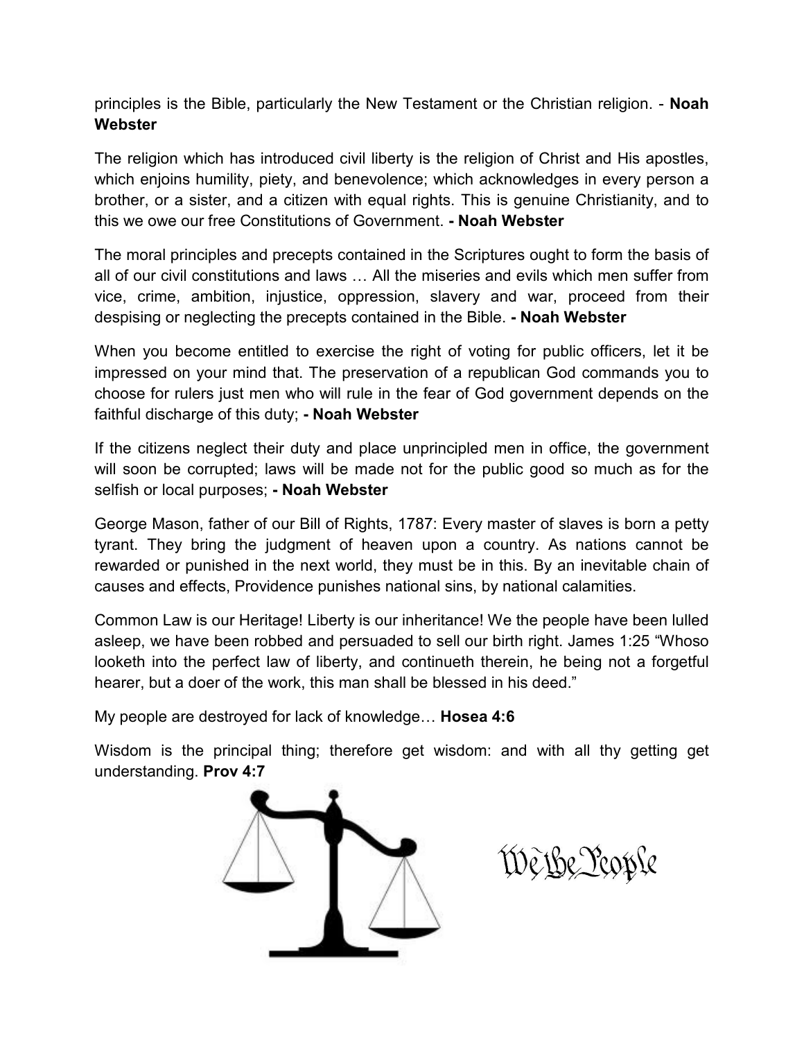principles is the Bible, particularly the New Testament or the Christian religion. - **Noah Webster**

The religion which has introduced civil liberty is the religion of Christ and His apostles, which enjoins humility, piety, and benevolence; which acknowledges in every person a brother, or a sister, and a citizen with equal rights. This is genuine Christianity, and to this we owe our free Constitutions of Government. **- Noah Webster**

The moral principles and precepts contained in the Scriptures ought to form the basis of all of our civil constitutions and laws … All the miseries and evils which men suffer from vice, crime, ambition, injustice, oppression, slavery and war, proceed from their despising or neglecting the precepts contained in the Bible. **- Noah Webster**

When you become entitled to exercise the right of voting for public officers, let it be impressed on your mind that. The preservation of a republican God commands you to choose for rulers just men who will rule in the fear of God government depends on the faithful discharge of this duty; **- Noah Webster**

If the citizens neglect their duty and place unprincipled men in office, the government will soon be corrupted; laws will be made not for the public good so much as for the selfish or local purposes; **- Noah Webster**

George Mason, father of our Bill of Rights, 1787: Every master of slaves is born a petty tyrant. They bring the judgment of heaven upon a country. As nations cannot be rewarded or punished in the next world, they must be in this. By an inevitable chain of causes and effects, Providence punishes national sins, by national calamities.

Common Law is our Heritage! Liberty is our inheritance! We the people have been lulled asleep, we have been robbed and persuaded to sell our birth right. James 1:25 "Whoso looketh into the perfect law of liberty, and continueth therein, he being not a forgetful hearer, but a doer of the work, this man shall be blessed in his deed."

My people are destroyed for lack of knowledge… **Hosea 4:6**

Wisdom is the principal thing; therefore get wisdom: and with all thy getting get understanding. **Prov 4:7**

We the People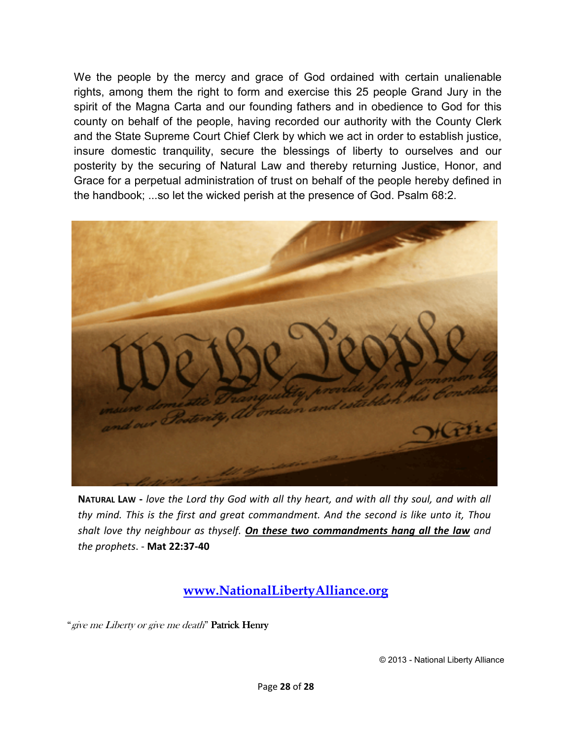We the people by the mercy and grace of God ordained with certain unalienable rights, among them the right to form and exercise this 25 people Grand Jury in the spirit of the Magna Carta and our founding fathers and in obedience to God for this county on behalf of the people, having recorded our authority with the County Clerk and the State Supreme Court Chief Clerk by which we act in order to establish justice, insure domestic tranquility, secure the blessings of liberty to ourselves and our posterity by the securing of Natural Law and thereby returning Justice, Honor, and Grace for a perpetual administration of trust on behalf of the people hereby defined in the handbook; ...so let the wicked perish at the presence of God. Psalm 68:2.

**NATURAL LAW -** *love the Lord thy God with all thy heart, and with all thy soul, and with all thy mind. This is the first and great commandment. And the second is like unto it, Thou shalt love thy neighbour as thyself.* ***On these two commandments hang all the law*** *and the prophets*. - **Mat 22:37-40**

**www.NationalLibertyAlliance.org**

"*give me Liberty or give me death*" **Patrick Henry**

© 2013 - National Liberty Alliance